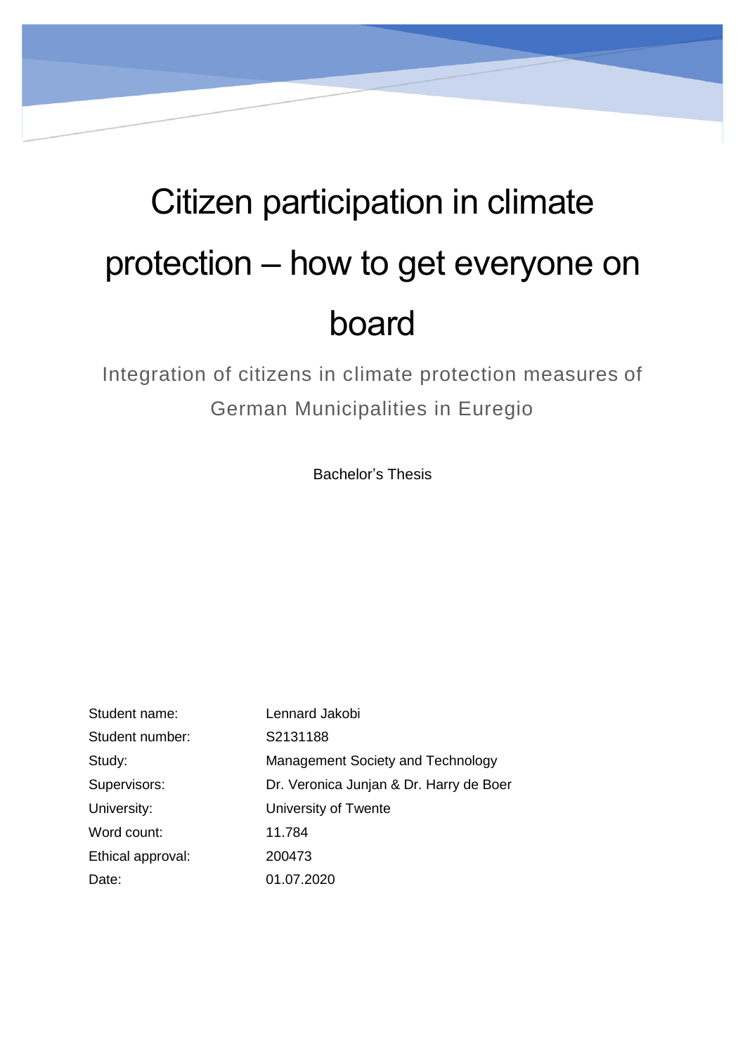# Citizen participation in climate protection – how to get everyone on board

## Integration of citizens in climate protection measures of German Municipalities in Euregio

Bachelor's Thesis

| | |
|---|---|
| Student name: | Lennard Jakobi |
| Student number: | S2131188 |
| Study: | Management Society and Technology |
| Supervisors: | Dr. Veronica Junjan & Dr. Harry de Boer |
| University: | University of Twente |
| Word count: | 11.784 |
| Ethical approval: | 200473 |
| Date: | 01.07.2020 |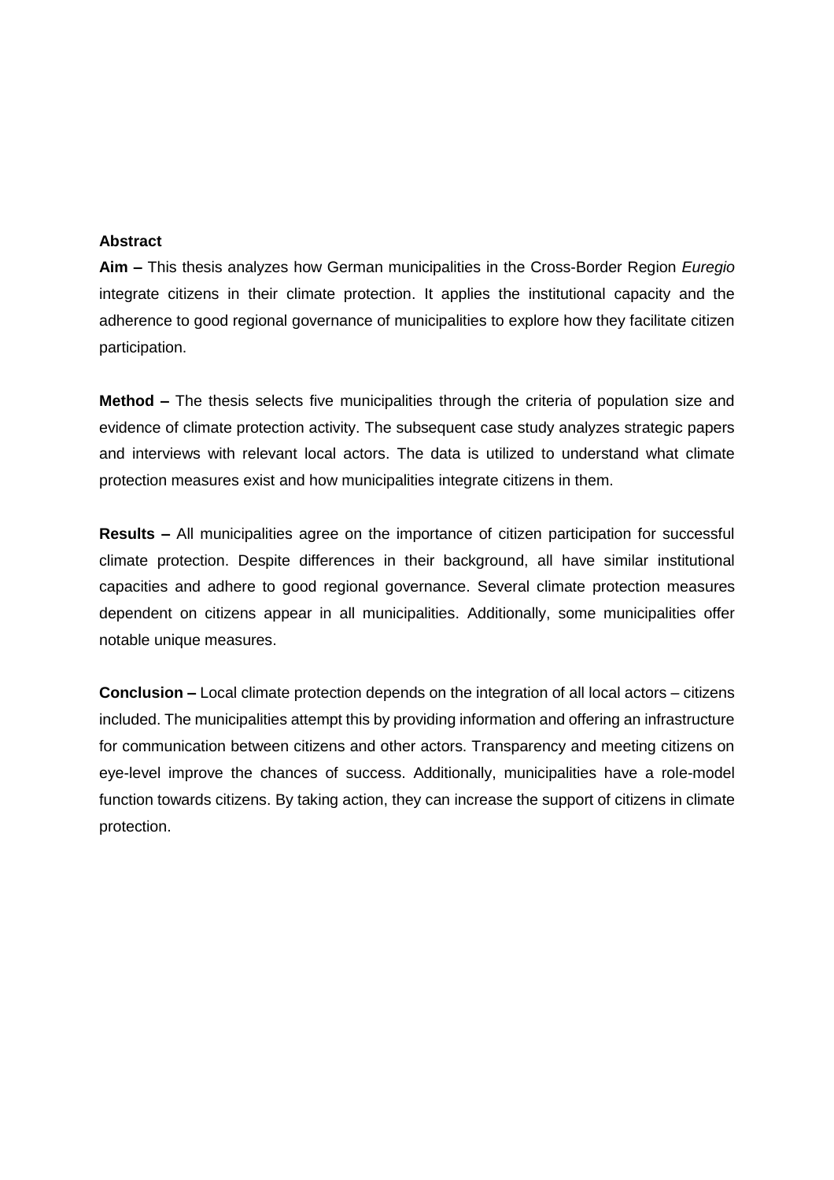**Abstract**

**Aim –** This thesis analyzes how German municipalities in the Cross-Border Region *Euregio* integrate citizens in their climate protection. It applies the institutional capacity and the adherence to good regional governance of municipalities to explore how they facilitate citizen participation.

**Method –** The thesis selects five municipalities through the criteria of population size and evidence of climate protection activity. The subsequent case study analyzes strategic papers and interviews with relevant local actors. The data is utilized to understand what climate protection measures exist and how municipalities integrate citizens in them.

**Results –** All municipalities agree on the importance of citizen participation for successful climate protection. Despite differences in their background, all have similar institutional capacities and adhere to good regional governance. Several climate protection measures dependent on citizens appear in all municipalities. Additionally, some municipalities offer notable unique measures.

**Conclusion –** Local climate protection depends on the integration of all local actors – citizens included. The municipalities attempt this by providing information and offering an infrastructure for communication between citizens and other actors. Transparency and meeting citizens on eye-level improve the chances of success. Additionally, municipalities have a role-model function towards citizens. By taking action, they can increase the support of citizens in climate protection.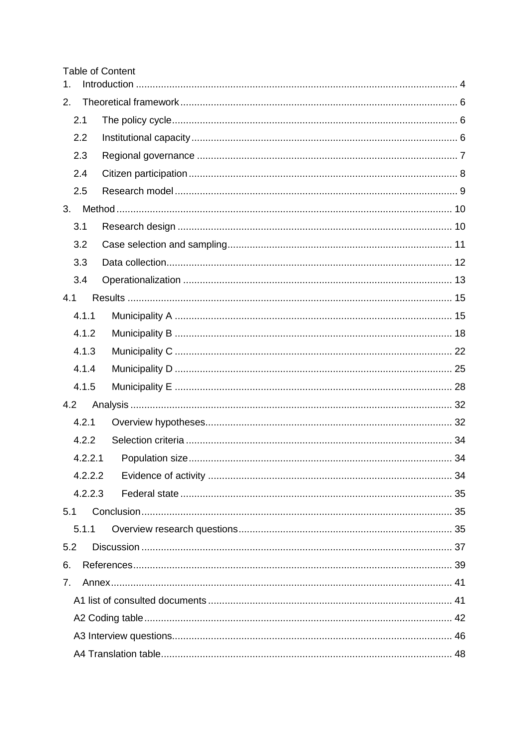Table of Content

1. Introduction ........................................................................................................ 4
2. Theoretical framework ......................................................................................... 6
   - 2.1 The policy cycle ........................................................................................ 6
   - 2.2 Institutional capacity .................................................................................. 6
   - 2.3 Regional governance ................................................................................. 7
   - 2.4 Citizen participation ................................................................................... 8
   - 2.5 Research model ......................................................................................... 9
3. Method ............................................................................................................... 10
   - 3.1 Research design ...................................................................................... 10
   - 3.2 Case selection and sampling .................................................................... 11
   - 3.3 Data collection .......................................................................................... 12
   - 3.4 Operationalization .................................................................................... 13

4.1 Results .............................................................................................................. 15
   - 4.1.1 Municipality A ........................................................................................ 15
   - 4.1.2 Municipality B ........................................................................................ 18
   - 4.1.3 Municipality C ........................................................................................ 22
   - 4.1.4 Municipality D ........................................................................................ 25
   - 4.1.5 Municipality E ........................................................................................ 28

4.2 Analysis ............................................................................................................. 32
   - 4.2.1 Overview hypotheses ............................................................................. 32
   - 4.2.2 Selection criteria .................................................................................... 34
   - 4.2.2.1 Population size .................................................................................... 34
   - 4.2.2.2 Evidence of activity ............................................................................. 34
   - 4.2.2.3 Federal state ....................................................................................... 35

5.1 Conclusion ......................................................................................................... 35
   - 5.1.1 Overview research questions ................................................................. 35

5.2 Discussion ......................................................................................................... 37

6. References ......................................................................................................... 39
7. Annex .................................................................................................................. 41
   - A1 list of consulted documents ........................................................................ 41
   - A2 Coding table ............................................................................................... 42
   - A3 Interview questions ..................................................................................... 46
   - A4 Translation table ......................................................................................... 48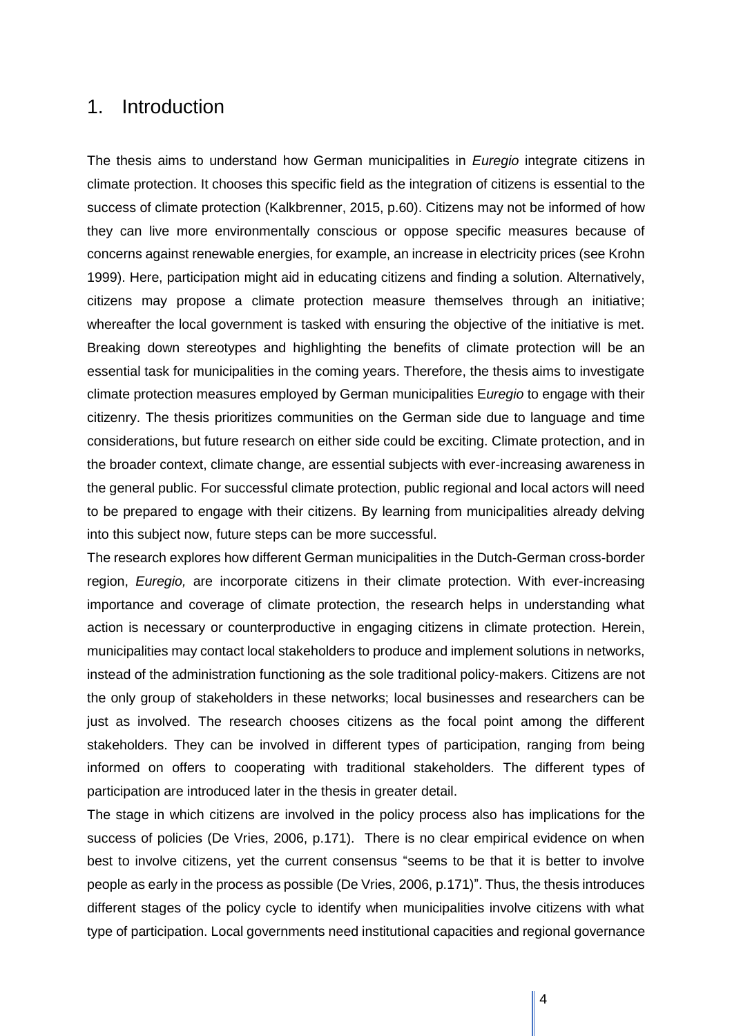# 1. Introduction

The thesis aims to understand how German municipalities in *Euregio* integrate citizens in climate protection. It chooses this specific field as the integration of citizens is essential to the success of climate protection (Kalkbrenner, 2015, p.60). Citizens may not be informed of how they can live more environmentally conscious or oppose specific measures because of concerns against renewable energies, for example, an increase in electricity prices (see Krohn 1999). Here, participation might aid in educating citizens and finding a solution. Alternatively, citizens may propose a climate protection measure themselves through an initiative; whereafter the local government is tasked with ensuring the objective of the initiative is met. Breaking down stereotypes and highlighting the benefits of climate protection will be an essential task for municipalities in the coming years. Therefore, the thesis aims to investigate climate protection measures employed by German municipalities E*uregio* to engage with their citizenry. The thesis prioritizes communities on the German side due to language and time considerations, but future research on either side could be exciting. Climate protection, and in the broader context, climate change, are essential subjects with ever-increasing awareness in the general public. For successful climate protection, public regional and local actors will need to be prepared to engage with their citizens. By learning from municipalities already delving into this subject now, future steps can be more successful.

The research explores how different German municipalities in the Dutch-German cross-border region, *Euregio,* are incorporate citizens in their climate protection. With ever-increasing importance and coverage of climate protection, the research helps in understanding what action is necessary or counterproductive in engaging citizens in climate protection. Herein, municipalities may contact local stakeholders to produce and implement solutions in networks, instead of the administration functioning as the sole traditional policy-makers. Citizens are not the only group of stakeholders in these networks; local businesses and researchers can be just as involved. The research chooses citizens as the focal point among the different stakeholders. They can be involved in different types of participation, ranging from being informed on offers to cooperating with traditional stakeholders. The different types of participation are introduced later in the thesis in greater detail.

The stage in which citizens are involved in the policy process also has implications for the success of policies (De Vries, 2006, p.171). There is no clear empirical evidence on when best to involve citizens, yet the current consensus "seems to be that it is better to involve people as early in the process as possible (De Vries, 2006, p.171)". Thus, the thesis introduces different stages of the policy cycle to identify when municipalities involve citizens with what type of participation. Local governments need institutional capacities and regional governance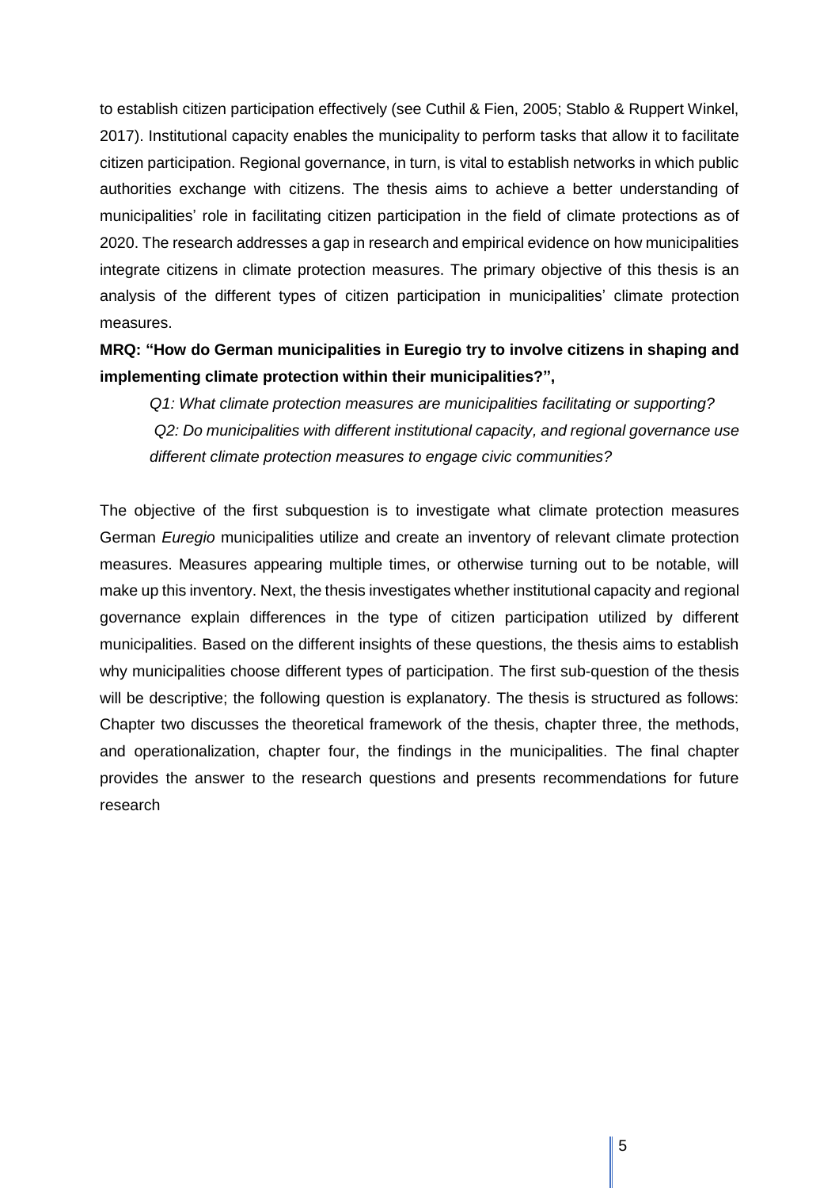to establish citizen participation effectively (see Cuthil & Fien, 2005; Stablo & Ruppert Winkel, 2017). Institutional capacity enables the municipality to perform tasks that allow it to facilitate citizen participation. Regional governance, in turn, is vital to establish networks in which public authorities exchange with citizens. The thesis aims to achieve a better understanding of municipalities' role in facilitating citizen participation in the field of climate protections as of 2020. The research addresses a gap in research and empirical evidence on how municipalities integrate citizens in climate protection measures. The primary objective of this thesis is an analysis of the different types of citizen participation in municipalities' climate protection measures.

**MRQ: "How do German municipalities in Euregio try to involve citizens in shaping and implementing climate protection within their municipalities?",**

> *Q1: What climate protection measures are municipalities facilitating or supporting?*
>
> *Q2: Do municipalities with different institutional capacity, and regional governance use different climate protection measures to engage civic communities?*

The objective of the first subquestion is to investigate what climate protection measures German *Euregio* municipalities utilize and create an inventory of relevant climate protection measures. Measures appearing multiple times, or otherwise turning out to be notable, will make up this inventory. Next, the thesis investigates whether institutional capacity and regional governance explain differences in the type of citizen participation utilized by different municipalities. Based on the different insights of these questions, the thesis aims to establish why municipalities choose different types of participation. The first sub-question of the thesis will be descriptive; the following question is explanatory. The thesis is structured as follows: Chapter two discusses the theoretical framework of the thesis, chapter three, the methods, and operationalization, chapter four, the findings in the municipalities. The final chapter provides the answer to the research questions and presents recommendations for future research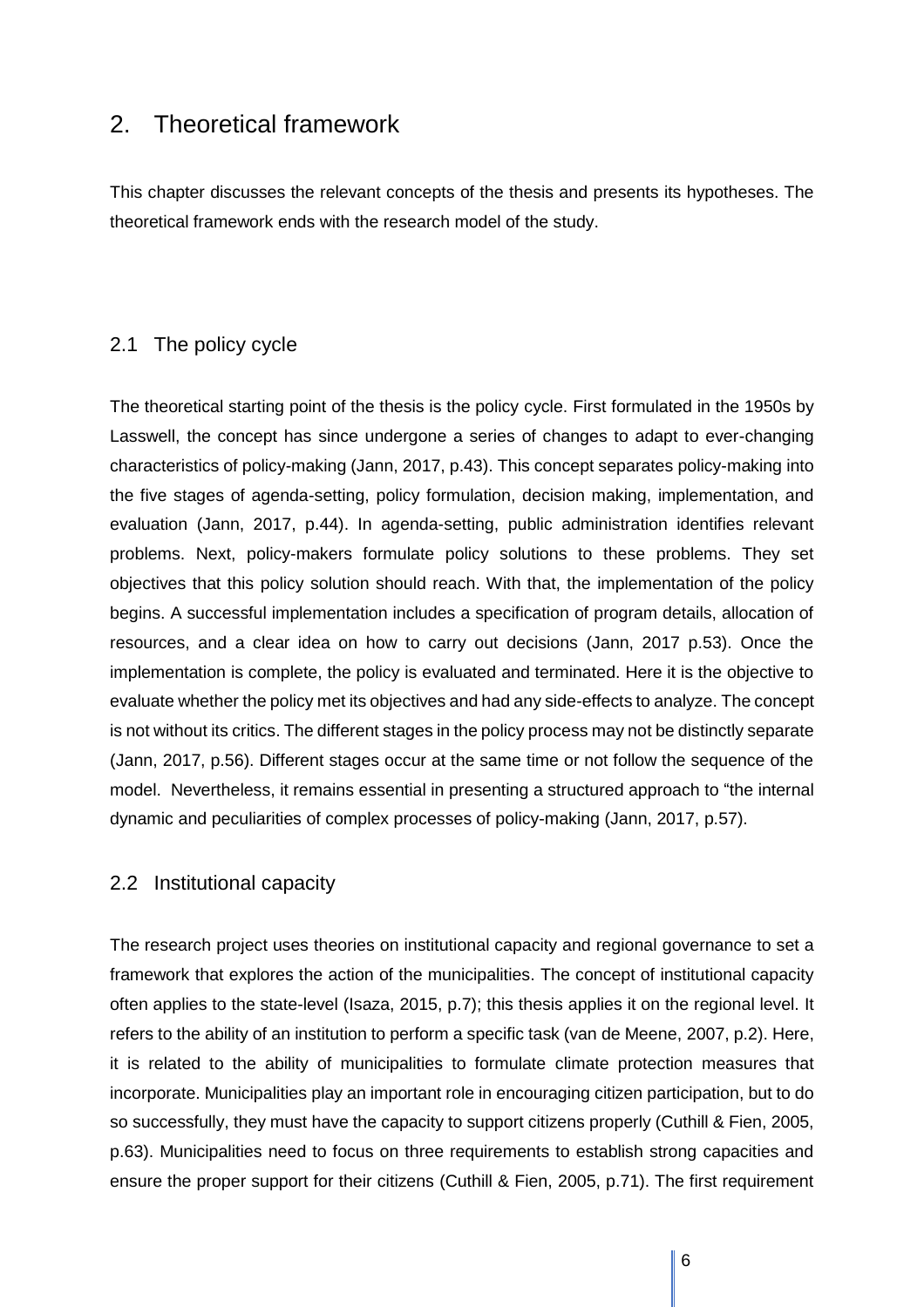# 2. Theoretical framework

This chapter discusses the relevant concepts of the thesis and presents its hypotheses. The theoretical framework ends with the research model of the study.

## 2.1 The policy cycle

The theoretical starting point of the thesis is the policy cycle. First formulated in the 1950s by Lasswell, the concept has since undergone a series of changes to adapt to ever-changing characteristics of policy-making (Jann, 2017, p.43). This concept separates policy-making into the five stages of agenda-setting, policy formulation, decision making, implementation, and evaluation (Jann, 2017, p.44). In agenda-setting, public administration identifies relevant problems. Next, policy-makers formulate policy solutions to these problems. They set objectives that this policy solution should reach. With that, the implementation of the policy begins. A successful implementation includes a specification of program details, allocation of resources, and a clear idea on how to carry out decisions (Jann, 2017 p.53). Once the implementation is complete, the policy is evaluated and terminated. Here it is the objective to evaluate whether the policy met its objectives and had any side-effects to analyze. The concept is not without its critics. The different stages in the policy process may not be distinctly separate (Jann, 2017, p.56). Different stages occur at the same time or not follow the sequence of the model. Nevertheless, it remains essential in presenting a structured approach to "the internal dynamic and peculiarities of complex processes of policy-making (Jann, 2017, p.57).

## 2.2 Institutional capacity

The research project uses theories on institutional capacity and regional governance to set a framework that explores the action of the municipalities. The concept of institutional capacity often applies to the state-level (Isaza, 2015, p.7); this thesis applies it on the regional level. It refers to the ability of an institution to perform a specific task (van de Meene, 2007, p.2). Here, it is related to the ability of municipalities to formulate climate protection measures that incorporate. Municipalities play an important role in encouraging citizen participation, but to do so successfully, they must have the capacity to support citizens properly (Cuthill & Fien, 2005, p.63). Municipalities need to focus on three requirements to establish strong capacities and ensure the proper support for their citizens (Cuthill & Fien, 2005, p.71). The first requirement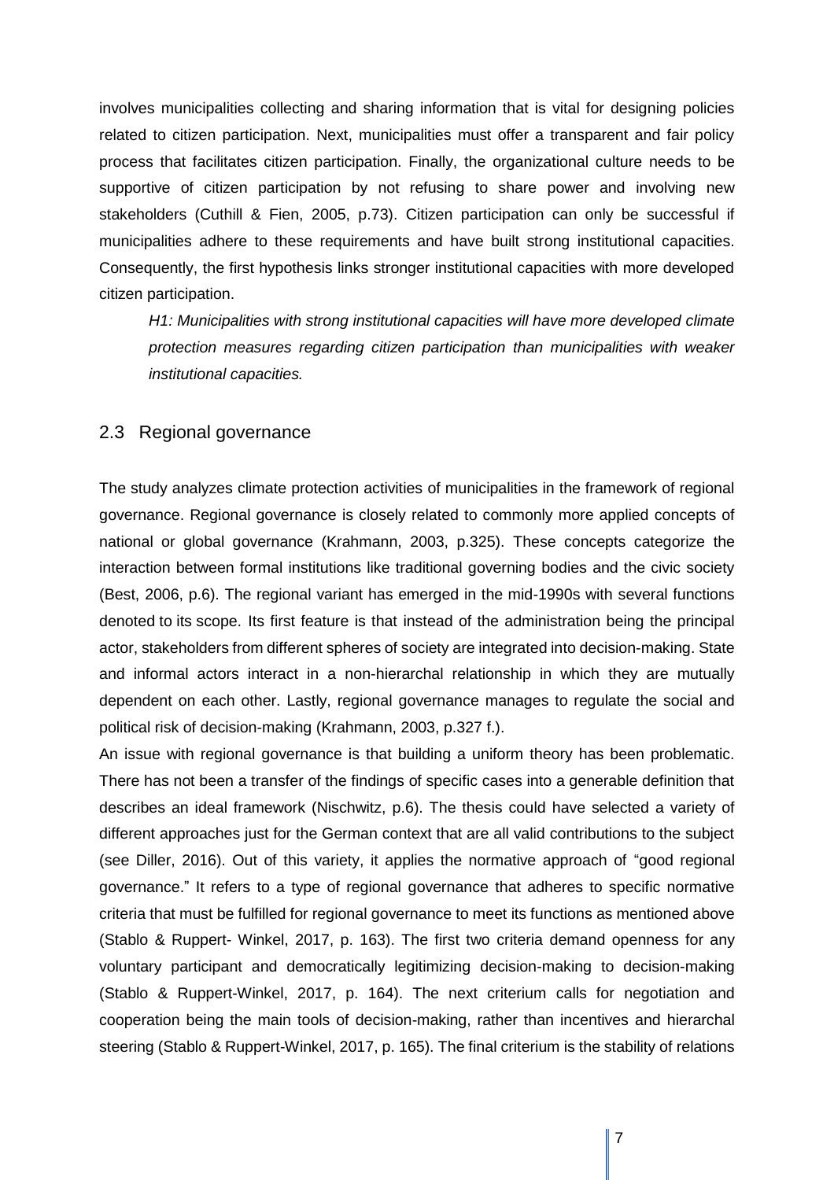involves municipalities collecting and sharing information that is vital for designing policies related to citizen participation. Next, municipalities must offer a transparent and fair policy process that facilitates citizen participation. Finally, the organizational culture needs to be supportive of citizen participation by not refusing to share power and involving new stakeholders (Cuthill & Fien, 2005, p.73). Citizen participation can only be successful if municipalities adhere to these requirements and have built strong institutional capacities. Consequently, the first hypothesis links stronger institutional capacities with more developed citizen participation.

> *H1: Municipalities with strong institutional capacities will have more developed climate protection measures regarding citizen participation than municipalities with weaker institutional capacities.*

## 2.3 Regional governance

The study analyzes climate protection activities of municipalities in the framework of regional governance. Regional governance is closely related to commonly more applied concepts of national or global governance (Krahmann, 2003, p.325). These concepts categorize the interaction between formal institutions like traditional governing bodies and the civic society (Best, 2006, p.6). The regional variant has emerged in the mid-1990s with several functions denoted to its scope. Its first feature is that instead of the administration being the principal actor, stakeholders from different spheres of society are integrated into decision-making. State and informal actors interact in a non-hierarchal relationship in which they are mutually dependent on each other. Lastly, regional governance manages to regulate the social and political risk of decision-making (Krahmann, 2003, p.327 f.).

An issue with regional governance is that building a uniform theory has been problematic. There has not been a transfer of the findings of specific cases into a generable definition that describes an ideal framework (Nischwitz, p.6). The thesis could have selected a variety of different approaches just for the German context that are all valid contributions to the subject (see Diller, 2016). Out of this variety, it applies the normative approach of "good regional governance." It refers to a type of regional governance that adheres to specific normative criteria that must be fulfilled for regional governance to meet its functions as mentioned above (Stablo & Ruppert- Winkel, 2017, p. 163). The first two criteria demand openness for any voluntary participant and democratically legitimizing decision-making to decision-making (Stablo & Ruppert-Winkel, 2017, p. 164). The next criterium calls for negotiation and cooperation being the main tools of decision-making, rather than incentives and hierarchal steering (Stablo & Ruppert-Winkel, 2017, p. 165). The final criterium is the stability of relations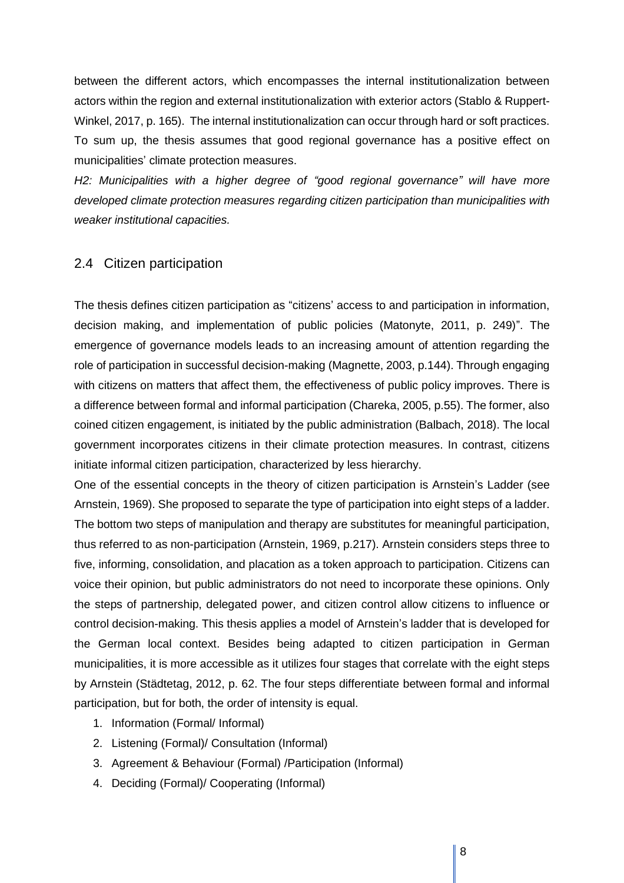between the different actors, which encompasses the internal institutionalization between actors within the region and external institutionalization with exterior actors (Stablo & Ruppert-Winkel, 2017, p. 165). The internal institutionalization can occur through hard or soft practices. To sum up, the thesis assumes that good regional governance has a positive effect on municipalities' climate protection measures.

*H2: Municipalities with a higher degree of "good regional governance" will have more developed climate protection measures regarding citizen participation than municipalities with weaker institutional capacities.*

## 2.4 Citizen participation

The thesis defines citizen participation as "citizens' access to and participation in information, decision making, and implementation of public policies (Matonyte, 2011, p. 249)". The emergence of governance models leads to an increasing amount of attention regarding the role of participation in successful decision-making (Magnette, 2003, p.144). Through engaging with citizens on matters that affect them, the effectiveness of public policy improves. There is a difference between formal and informal participation (Chareka, 2005, p.55). The former, also coined citizen engagement, is initiated by the public administration (Balbach, 2018). The local government incorporates citizens in their climate protection measures. In contrast, citizens initiate informal citizen participation, characterized by less hierarchy.

One of the essential concepts in the theory of citizen participation is Arnstein's Ladder (see Arnstein, 1969). She proposed to separate the type of participation into eight steps of a ladder. The bottom two steps of manipulation and therapy are substitutes for meaningful participation, thus referred to as non-participation (Arnstein, 1969, p.217). Arnstein considers steps three to five, informing, consolidation, and placation as a token approach to participation. Citizens can voice their opinion, but public administrators do not need to incorporate these opinions. Only the steps of partnership, delegated power, and citizen control allow citizens to influence or control decision-making. This thesis applies a model of Arnstein's ladder that is developed for the German local context. Besides being adapted to citizen participation in German municipalities, it is more accessible as it utilizes four stages that correlate with the eight steps by Arnstein (Städtetag, 2012, p. 62. The four steps differentiate between formal and informal participation, but for both, the order of intensity is equal.

1. Information (Formal/ Informal)
2. Listening (Formal)/ Consultation (Informal)
3. Agreement & Behaviour (Formal) /Participation (Informal)
4. Deciding (Formal)/ Cooperating (Informal)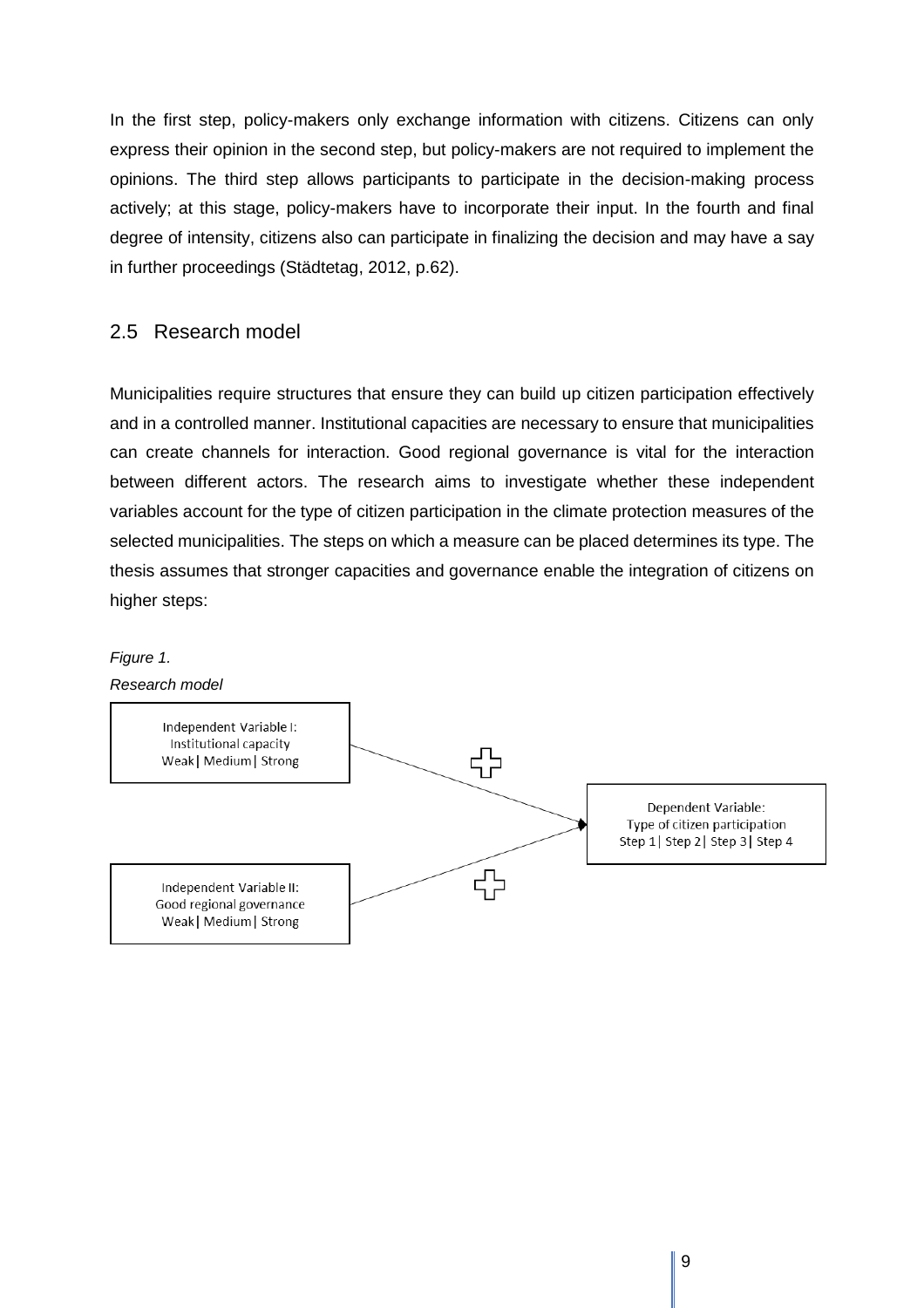In the first step, policy-makers only exchange information with citizens. Citizens can only express their opinion in the second step, but policy-makers are not required to implement the opinions. The third step allows participants to participate in the decision-making process actively; at this stage, policy-makers have to incorporate their input. In the fourth and final degree of intensity, citizens also can participate in finalizing the decision and may have a say in further proceedings (Städtetag, 2012, p.62).

## 2.5 Research model

Municipalities require structures that ensure they can build up citizen participation effectively and in a controlled manner. Institutional capacities are necessary to ensure that municipalities can create channels for interaction. Good regional governance is vital for the interaction between different actors. The research aims to investigate whether these independent variables account for the type of citizen participation in the climate protection measures of the selected municipalities. The steps on which a measure can be placed determines its type. The thesis assumes that stronger capacities and governance enable the integration of citizens on higher steps:

*Figure 1.*

*Research model*

Independent Variable I:
Institutional capacity
Weak | Medium | Strong

Independent Variable II:
Good regional governance
Weak | Medium | Strong

Dependent Variable:
Type of citizen participation
Step 1 | Step 2 | Step 3 | Step 4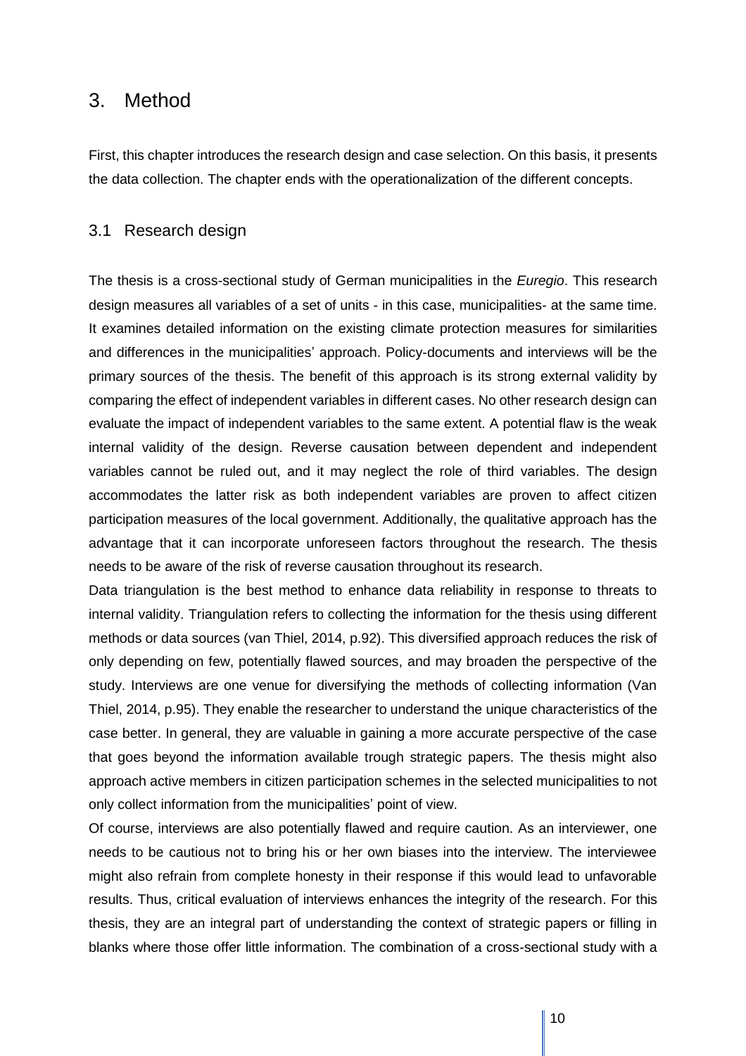# 3. Method

First, this chapter introduces the research design and case selection. On this basis, it presents the data collection. The chapter ends with the operationalization of the different concepts.

## 3.1 Research design

The thesis is a cross-sectional study of German municipalities in the *Euregio*. This research design measures all variables of a set of units - in this case, municipalities- at the same time. It examines detailed information on the existing climate protection measures for similarities and differences in the municipalities' approach. Policy-documents and interviews will be the primary sources of the thesis. The benefit of this approach is its strong external validity by comparing the effect of independent variables in different cases. No other research design can evaluate the impact of independent variables to the same extent. A potential flaw is the weak internal validity of the design. Reverse causation between dependent and independent variables cannot be ruled out, and it may neglect the role of third variables. The design accommodates the latter risk as both independent variables are proven to affect citizen participation measures of the local government. Additionally, the qualitative approach has the advantage that it can incorporate unforeseen factors throughout the research. The thesis needs to be aware of the risk of reverse causation throughout its research.

Data triangulation is the best method to enhance data reliability in response to threats to internal validity. Triangulation refers to collecting the information for the thesis using different methods or data sources (van Thiel, 2014, p.92). This diversified approach reduces the risk of only depending on few, potentially flawed sources, and may broaden the perspective of the study. Interviews are one venue for diversifying the methods of collecting information (Van Thiel, 2014, p.95). They enable the researcher to understand the unique characteristics of the case better. In general, they are valuable in gaining a more accurate perspective of the case that goes beyond the information available trough strategic papers. The thesis might also approach active members in citizen participation schemes in the selected municipalities to not only collect information from the municipalities' point of view.

Of course, interviews are also potentially flawed and require caution. As an interviewer, one needs to be cautious not to bring his or her own biases into the interview. The interviewee might also refrain from complete honesty in their response if this would lead to unfavorable results. Thus, critical evaluation of interviews enhances the integrity of the research. For this thesis, they are an integral part of understanding the context of strategic papers or filling in blanks where those offer little information. The combination of a cross-sectional study with a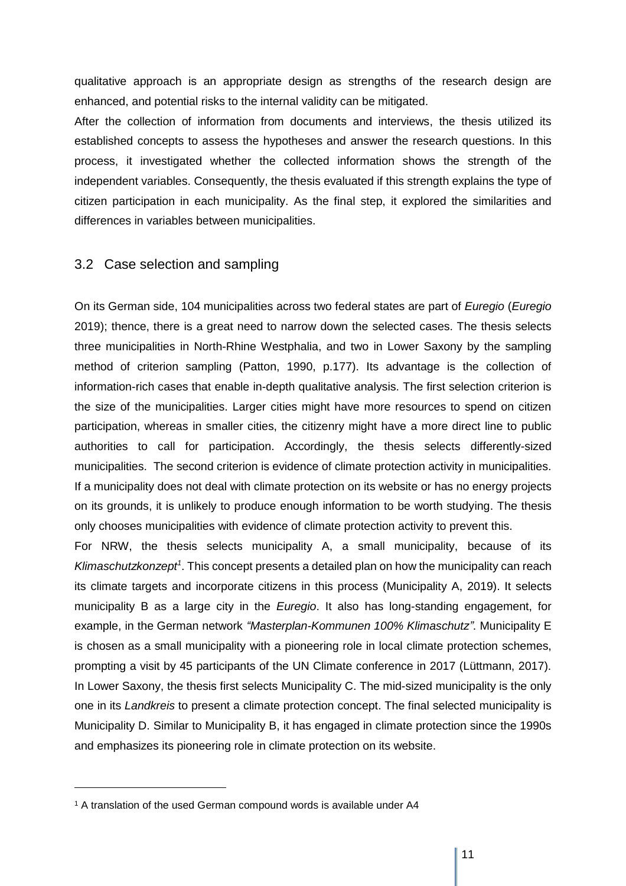qualitative approach is an appropriate design as strengths of the research design are enhanced, and potential risks to the internal validity can be mitigated.

After the collection of information from documents and interviews, the thesis utilized its established concepts to assess the hypotheses and answer the research questions. In this process, it investigated whether the collected information shows the strength of the independent variables. Consequently, the thesis evaluated if this strength explains the type of citizen participation in each municipality. As the final step, it explored the similarities and differences in variables between municipalities.

## 3.2 Case selection and sampling

On its German side, 104 municipalities across two federal states are part of *Euregio* (*Euregio* 2019); thence, there is a great need to narrow down the selected cases. The thesis selects three municipalities in North-Rhine Westphalia, and two in Lower Saxony by the sampling method of criterion sampling (Patton, 1990, p.177). Its advantage is the collection of information-rich cases that enable in-depth qualitative analysis. The first selection criterion is the size of the municipalities. Larger cities might have more resources to spend on citizen participation, whereas in smaller cities, the citizenry might have a more direct line to public authorities to call for participation. Accordingly, the thesis selects differently-sized municipalities. The second criterion is evidence of climate protection activity in municipalities. If a municipality does not deal with climate protection on its website or has no energy projects on its grounds, it is unlikely to produce enough information to be worth studying. The thesis only chooses municipalities with evidence of climate protection activity to prevent this.

For NRW, the thesis selects municipality A, a small municipality, because of its *Klimaschutzkonzept*[1]. This concept presents a detailed plan on how the municipality can reach its climate targets and incorporate citizens in this process (Municipality A, 2019). It selects municipality B as a large city in the *Euregio*. It also has long-standing engagement, for example, in the German network *"Masterplan-Kommunen 100% Klimaschutz"*. Municipality E is chosen as a small municipality with a pioneering role in local climate protection schemes, prompting a visit by 45 participants of the UN Climate conference in 2017 (Lüttmann, 2017). In Lower Saxony, the thesis first selects Municipality C. The mid-sized municipality is the only one in its *Landkreis* to present a climate protection concept. The final selected municipality is Municipality D. Similar to Municipality B, it has engaged in climate protection since the 1990s and emphasizes its pioneering role in climate protection on its website.

[1] A translation of the used German compound words is available under A4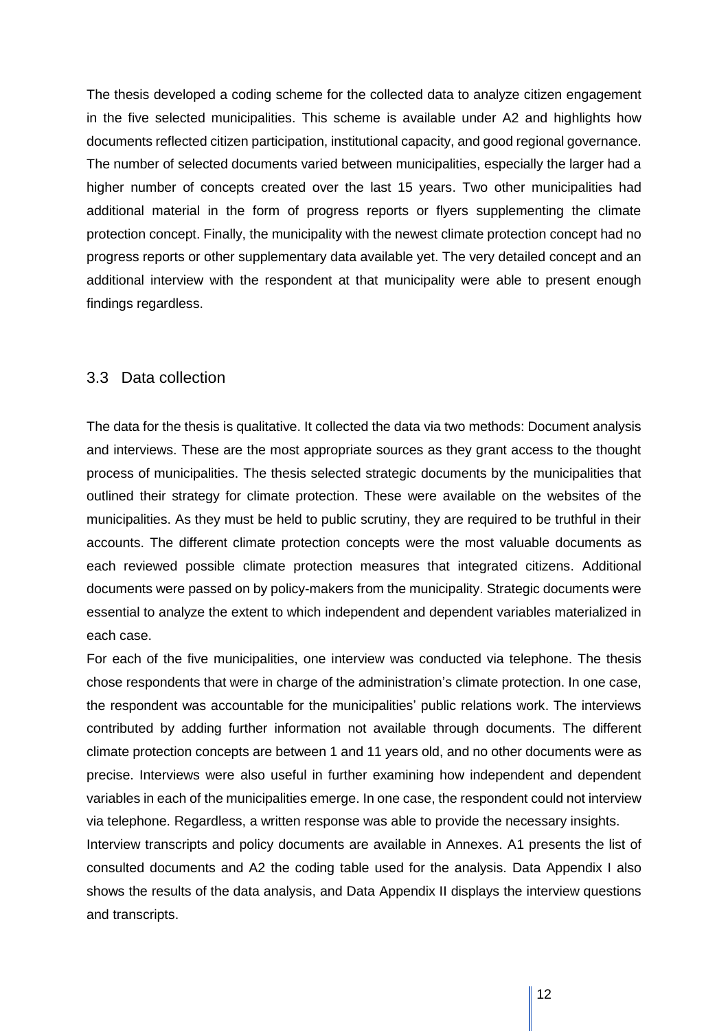The thesis developed a coding scheme for the collected data to analyze citizen engagement in the five selected municipalities. This scheme is available under A2 and highlights how documents reflected citizen participation, institutional capacity, and good regional governance. The number of selected documents varied between municipalities, especially the larger had a higher number of concepts created over the last 15 years. Two other municipalities had additional material in the form of progress reports or flyers supplementing the climate protection concept. Finally, the municipality with the newest climate protection concept had no progress reports or other supplementary data available yet. The very detailed concept and an additional interview with the respondent at that municipality were able to present enough findings regardless.

## 3.3 Data collection

The data for the thesis is qualitative. It collected the data via two methods: Document analysis and interviews. These are the most appropriate sources as they grant access to the thought process of municipalities. The thesis selected strategic documents by the municipalities that outlined their strategy for climate protection. These were available on the websites of the municipalities. As they must be held to public scrutiny, they are required to be truthful in their accounts. The different climate protection concepts were the most valuable documents as each reviewed possible climate protection measures that integrated citizens. Additional documents were passed on by policy-makers from the municipality. Strategic documents were essential to analyze the extent to which independent and dependent variables materialized in each case.

For each of the five municipalities, one interview was conducted via telephone. The thesis chose respondents that were in charge of the administration's climate protection. In one case, the respondent was accountable for the municipalities' public relations work. The interviews contributed by adding further information not available through documents. The different climate protection concepts are between 1 and 11 years old, and no other documents were as precise. Interviews were also useful in further examining how independent and dependent variables in each of the municipalities emerge. In one case, the respondent could not interview via telephone. Regardless, a written response was able to provide the necessary insights.

Interview transcripts and policy documents are available in Annexes. A1 presents the list of consulted documents and A2 the coding table used for the analysis. Data Appendix I also shows the results of the data analysis, and Data Appendix II displays the interview questions and transcripts.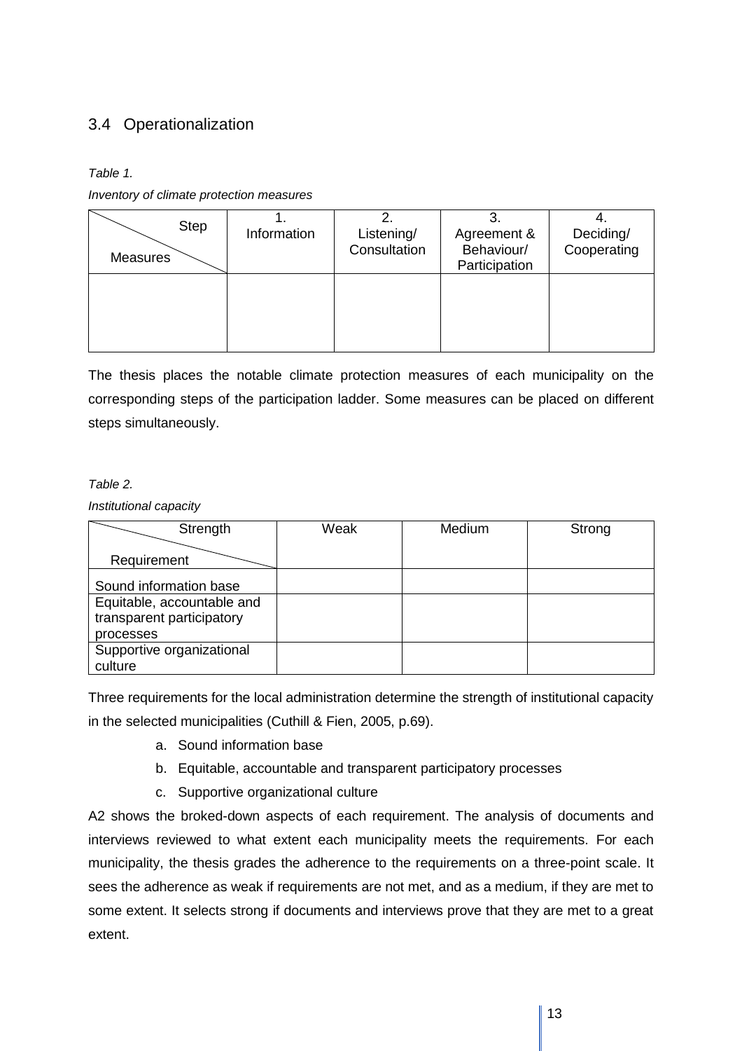## 3.4 Operationalization

*Table 1.*

*Inventory of climate protection measures*

| Step / Measures | 1. Information | 2. Listening/ Consultation | 3. Agreement & Behaviour/ Participation | 4. Deciding/ Cooperating |
|---|---|---|---|---|
| | | | | |

The thesis places the notable climate protection measures of each municipality on the corresponding steps of the participation ladder. Some measures can be placed on different steps simultaneously.

*Table 2.*

*Institutional capacity*

| Strength / Requirement | Weak | Medium | Strong |
|---|---|---|---|
| Sound information base | | | |
| Equitable, accountable and transparent participatory processes | | | |
| Supportive organizational culture | | | |

Three requirements for the local administration determine the strength of institutional capacity in the selected municipalities (Cuthill & Fien, 2005, p.69).

a. Sound information base
b. Equitable, accountable and transparent participatory processes
c. Supportive organizational culture

A2 shows the broked-down aspects of each requirement. The analysis of documents and interviews reviewed to what extent each municipality meets the requirements. For each municipality, the thesis grades the adherence to the requirements on a three-point scale. It sees the adherence as weak if requirements are not met, and as a medium, if they are met to some extent. It selects strong if documents and interviews prove that they are met to a great extent.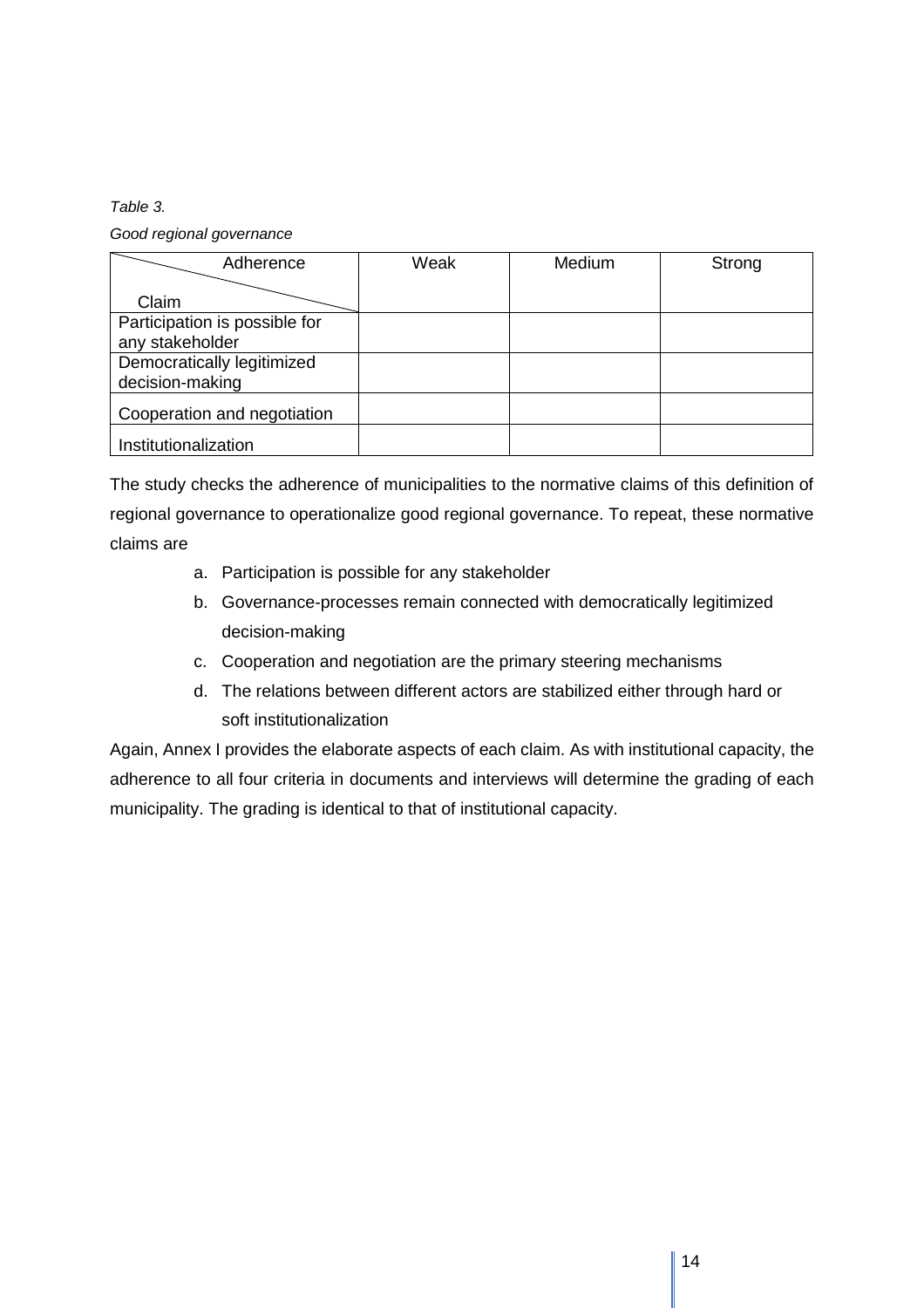*Table 3.*

*Good regional governance*

| Adherence / Claim | Weak | Medium | Strong |
|---|---|---|---|
| Participation is possible for any stakeholder | | | |
| Democratically legitimized decision-making | | | |
| Cooperation and negotiation | | | |
| Institutionalization | | | |

The study checks the adherence of municipalities to the normative claims of this definition of regional governance to operationalize good regional governance. To repeat, these normative claims are

a. Participation is possible for any stakeholder
b. Governance-processes remain connected with democratically legitimized decision-making
c. Cooperation and negotiation are the primary steering mechanisms
d. The relations between different actors are stabilized either through hard or soft institutionalization

Again, Annex I provides the elaborate aspects of each claim. As with institutional capacity, the adherence to all four criteria in documents and interviews will determine the grading of each municipality. The grading is identical to that of institutional capacity.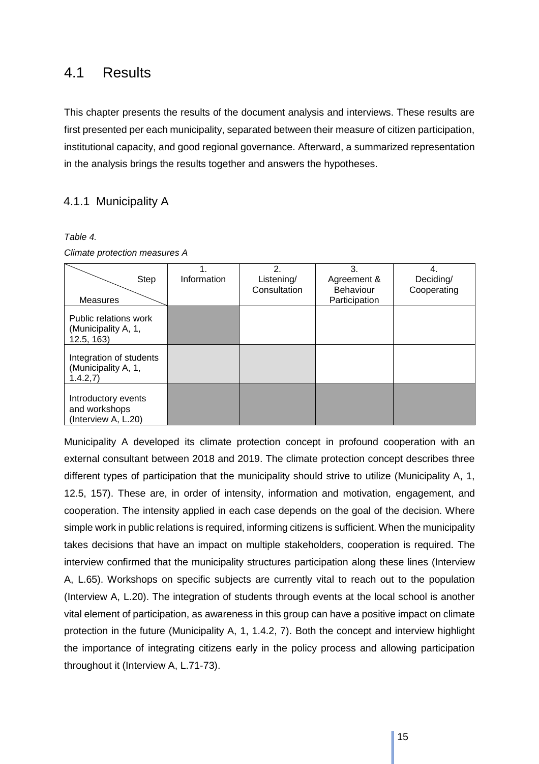## 4.1 Results

This chapter presents the results of the document analysis and interviews. These results are first presented per each municipality, separated between their measure of citizen participation, institutional capacity, and good regional governance. Afterward, a summarized representation in the analysis brings the results together and answers the hypotheses.

### 4.1.1 Municipality A

*Table 4.*

*Climate protection measures A*

| Step / Measures | 1. Information | 2. Listening/ Consultation | 3. Agreement & Behaviour Participation | 4. Deciding/ Cooperating |
|---|---|---|---|---|
| Public relations work (Municipality A, 1, 12.5, 163) | | | | |
| Integration of students (Municipality A, 1, 1.4.2,7) | | | | |
| Introductory events and workshops (Interview A, L.20) | | | | |

Municipality A developed its climate protection concept in profound cooperation with an external consultant between 2018 and 2019. The climate protection concept describes three different types of participation that the municipality should strive to utilize (Municipality A, 1, 12.5, 157). These are, in order of intensity, information and motivation, engagement, and cooperation. The intensity applied in each case depends on the goal of the decision. Where simple work in public relations is required, informing citizens is sufficient. When the municipality takes decisions that have an impact on multiple stakeholders, cooperation is required. The interview confirmed that the municipality structures participation along these lines (Interview A, L.65). Workshops on specific subjects are currently vital to reach out to the population (Interview A, L.20). The integration of students through events at the local school is another vital element of participation, as awareness in this group can have a positive impact on climate protection in the future (Municipality A, 1, 1.4.2, 7). Both the concept and interview highlight the importance of integrating citizens early in the policy process and allowing participation throughout it (Interview A, L.71-73).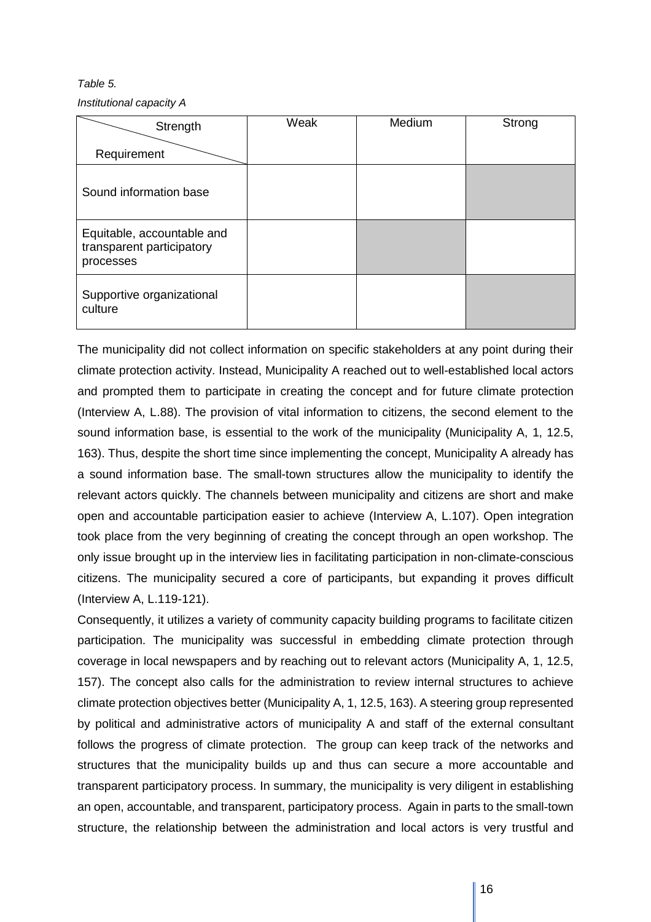*Table 5.*

*Institutional capacity A*

| Strength / Requirement | Weak | Medium | Strong |
|---|---|---|---|
| Sound information base | | | X |
| Equitable, accountable and transparent participatory processes | | X | |
| Supportive organizational culture | | | X |

The municipality did not collect information on specific stakeholders at any point during their climate protection activity. Instead, Municipality A reached out to well-established local actors and prompted them to participate in creating the concept and for future climate protection (Interview A, L.88). The provision of vital information to citizens, the second element to the sound information base, is essential to the work of the municipality (Municipality A, 1, 12.5, 163). Thus, despite the short time since implementing the concept, Municipality A already has a sound information base. The small-town structures allow the municipality to identify the relevant actors quickly. The channels between municipality and citizens are short and make open and accountable participation easier to achieve (Interview A, L.107). Open integration took place from the very beginning of creating the concept through an open workshop. The only issue brought up in the interview lies in facilitating participation in non-climate-conscious citizens. The municipality secured a core of participants, but expanding it proves difficult (Interview A, L.119-121).

Consequently, it utilizes a variety of community capacity building programs to facilitate citizen participation. The municipality was successful in embedding climate protection through coverage in local newspapers and by reaching out to relevant actors (Municipality A, 1, 12.5, 157). The concept also calls for the administration to review internal structures to achieve climate protection objectives better (Municipality A, 1, 12.5, 163). A steering group represented by political and administrative actors of municipality A and staff of the external consultant follows the progress of climate protection. The group can keep track of the networks and structures that the municipality builds up and thus can secure a more accountable and transparent participatory process. In summary, the municipality is very diligent in establishing an open, accountable, and transparent, participatory process. Again in parts to the small-town structure, the relationship between the administration and local actors is very trustful and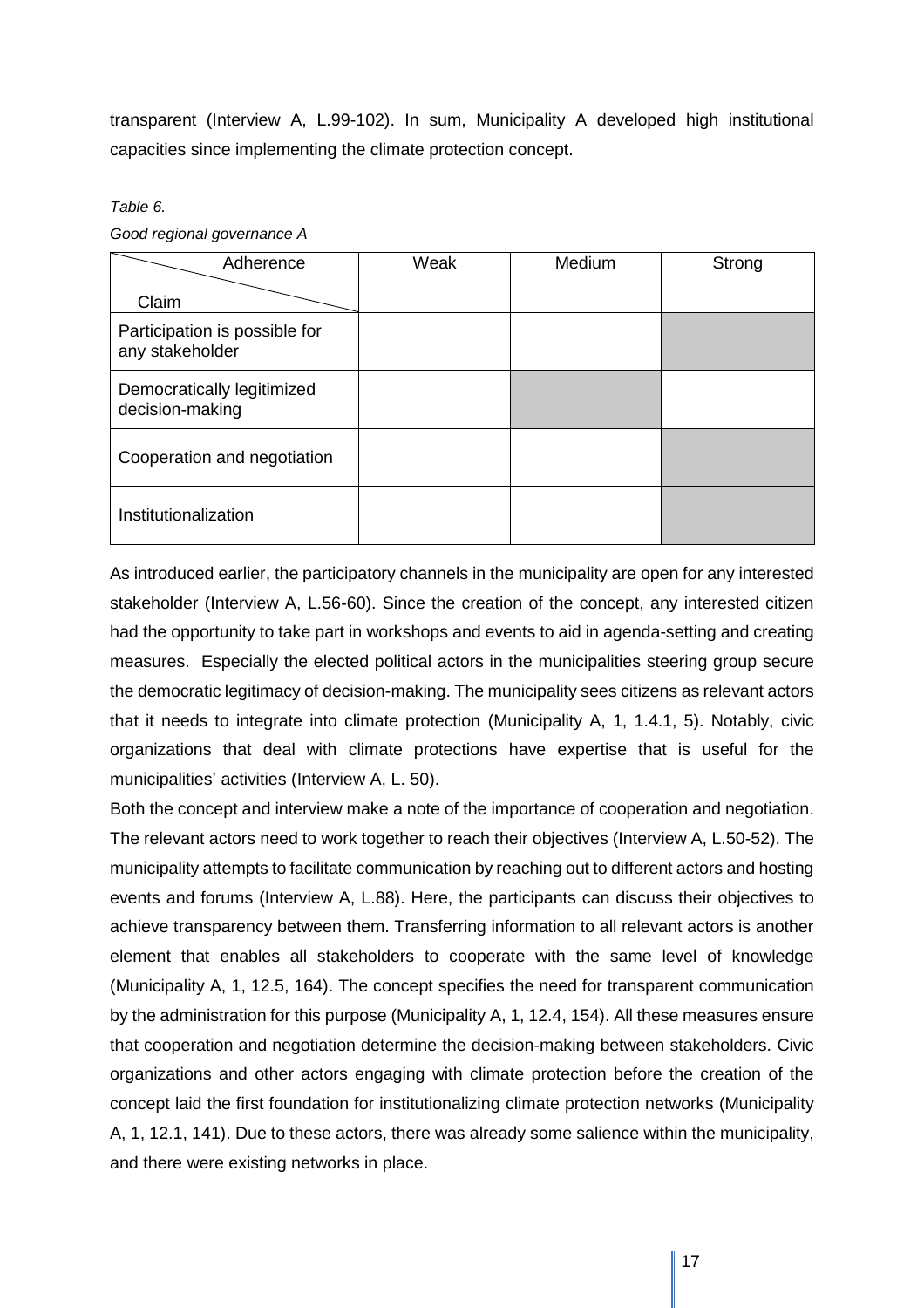transparent (Interview A, L.99-102). In sum, Municipality A developed high institutional capacities since implementing the climate protection concept.

*Table 6.*

*Good regional governance A*

| Claim \ Adherence | Weak | Medium | Strong |
|---|---|---|---|
| Participation is possible for any stakeholder | | | X |
| Democratically legitimized decision-making | | X | |
| Cooperation and negotiation | | | X |
| Institutionalization | | | X |

As introduced earlier, the participatory channels in the municipality are open for any interested stakeholder (Interview A, L.56-60). Since the creation of the concept, any interested citizen had the opportunity to take part in workshops and events to aid in agenda-setting and creating measures. Especially the elected political actors in the municipalities steering group secure the democratic legitimacy of decision-making. The municipality sees citizens as relevant actors that it needs to integrate into climate protection (Municipality A, 1, 1.4.1, 5). Notably, civic organizations that deal with climate protections have expertise that is useful for the municipalities' activities (Interview A, L. 50).

Both the concept and interview make a note of the importance of cooperation and negotiation. The relevant actors need to work together to reach their objectives (Interview A, L.50-52). The municipality attempts to facilitate communication by reaching out to different actors and hosting events and forums (Interview A, L.88). Here, the participants can discuss their objectives to achieve transparency between them. Transferring information to all relevant actors is another element that enables all stakeholders to cooperate with the same level of knowledge (Municipality A, 1, 12.5, 164). The concept specifies the need for transparent communication by the administration for this purpose (Municipality A, 1, 12.4, 154). All these measures ensure that cooperation and negotiation determine the decision-making between stakeholders. Civic organizations and other actors engaging with climate protection before the creation of the concept laid the first foundation for institutionalizing climate protection networks (Municipality A, 1, 12.1, 141). Due to these actors, there was already some salience within the municipality, and there were existing networks in place.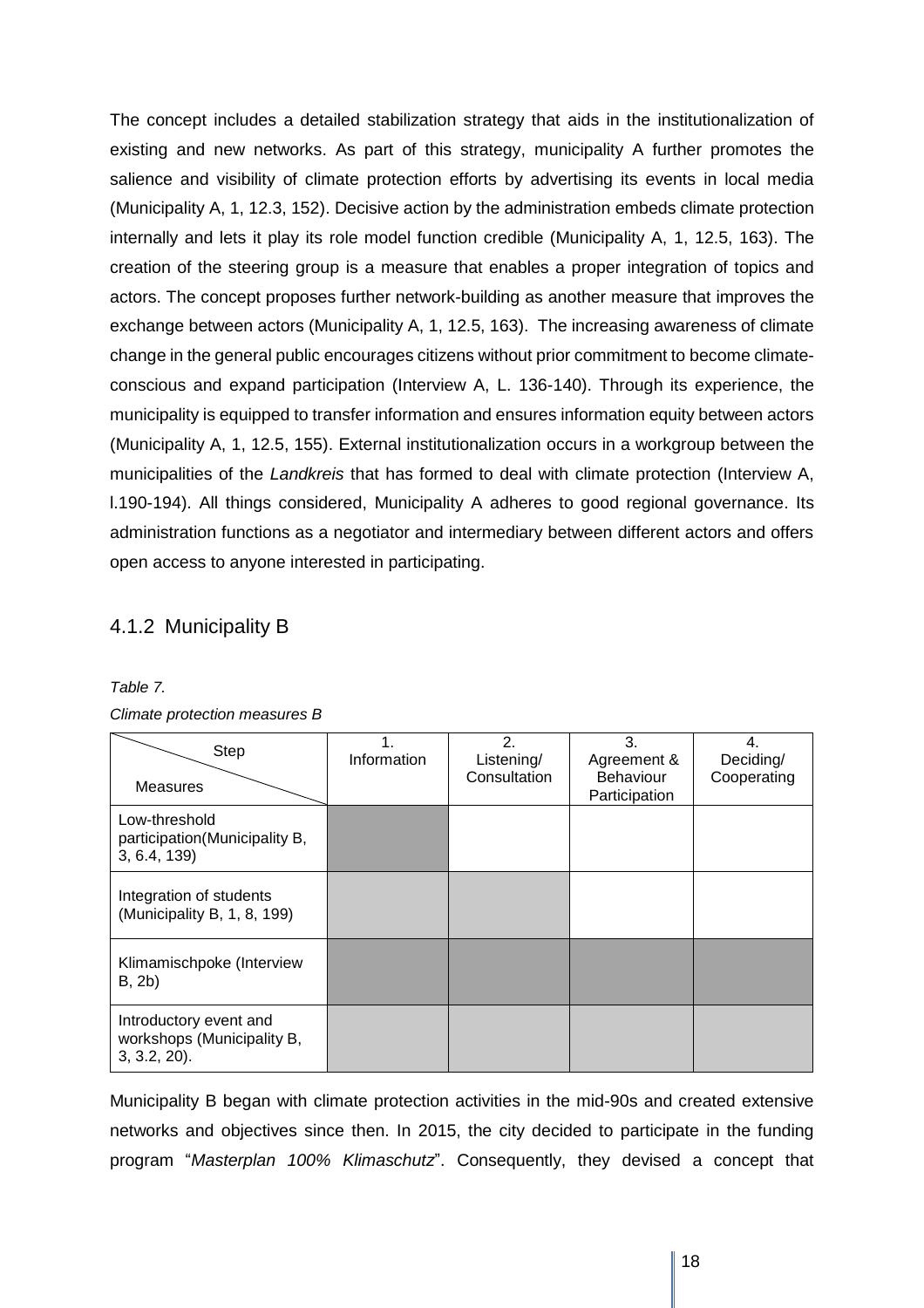The concept includes a detailed stabilization strategy that aids in the institutionalization of existing and new networks. As part of this strategy, municipality A further promotes the salience and visibility of climate protection efforts by advertising its events in local media (Municipality A, 1, 12.3, 152). Decisive action by the administration embeds climate protection internally and lets it play its role model function credible (Municipality A, 1, 12.5, 163). The creation of the steering group is a measure that enables a proper integration of topics and actors. The concept proposes further network-building as another measure that improves the exchange between actors (Municipality A, 1, 12.5, 163). The increasing awareness of climate change in the general public encourages citizens without prior commitment to become climate-conscious and expand participation (Interview A, L. 136-140). Through its experience, the municipality is equipped to transfer information and ensures information equity between actors (Municipality A, 1, 12.5, 155). External institutionalization occurs in a workgroup between the municipalities of the *Landkreis* that has formed to deal with climate protection (Interview A, l.190-194). All things considered, Municipality A adheres to good regional governance. Its administration functions as a negotiator and intermediary between different actors and offers open access to anyone interested in participating.

### 4.1.2 Municipality B

*Table 7.*

*Climate protection measures B*

| Step / Measures | 1. Information | 2. Listening/ Consultation | 3. Agreement & Behaviour Participation | 4. Deciding/ Cooperating |
|---|---|---|---|---|
| Low-threshold participation(Municipality B, 3, 6.4, 139) | | | | |
| Integration of students (Municipality B, 1, 8, 199) | | | | |
| Klimamischpoke (Interview B, 2b) | | | | |
| Introductory event and workshops (Municipality B, 3, 3.2, 20). | | | | |

Municipality B began with climate protection activities in the mid-90s and created extensive networks and objectives since then. In 2015, the city decided to participate in the funding program "*Masterplan 100% Klimaschutz*". Consequently, they devised a concept that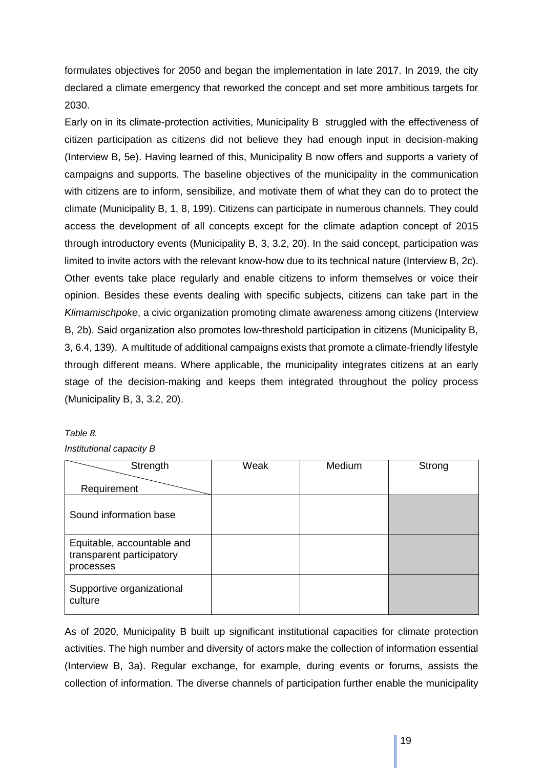formulates objectives for 2050 and began the implementation in late 2017. In 2019, the city declared a climate emergency that reworked the concept and set more ambitious targets for 2030.

Early on in its climate-protection activities, Municipality B struggled with the effectiveness of citizen participation as citizens did not believe they had enough input in decision-making (Interview B, 5e). Having learned of this, Municipality B now offers and supports a variety of campaigns and supports. The baseline objectives of the municipality in the communication with citizens are to inform, sensibilize, and motivate them of what they can do to protect the climate (Municipality B, 1, 8, 199). Citizens can participate in numerous channels. They could access the development of all concepts except for the climate adaption concept of 2015 through introductory events (Municipality B, 3, 3.2, 20). In the said concept, participation was limited to invite actors with the relevant know-how due to its technical nature (Interview B, 2c). Other events take place regularly and enable citizens to inform themselves or voice their opinion. Besides these events dealing with specific subjects, citizens can take part in the *Klimamischpoke*, a civic organization promoting climate awareness among citizens (Interview B, 2b). Said organization also promotes low-threshold participation in citizens (Municipality B, 3, 6.4, 139). A multitude of additional campaigns exists that promote a climate-friendly lifestyle through different means. Where applicable, the municipality integrates citizens at an early stage of the decision-making and keeps them integrated throughout the policy process (Municipality B, 3, 3.2, 20).

*Table 8.*

*Institutional capacity B*

| Strength / Requirement | Weak | Medium | Strong |
|---|---|---|---|
| Sound information base | | | ■ |
| Equitable, accountable and transparent participatory processes | | | ■ |
| Supportive organizational culture | | | ■ |

As of 2020, Municipality B built up significant institutional capacities for climate protection activities. The high number and diversity of actors make the collection of information essential (Interview B, 3a). Regular exchange, for example, during events or forums, assists the collection of information. The diverse channels of participation further enable the municipality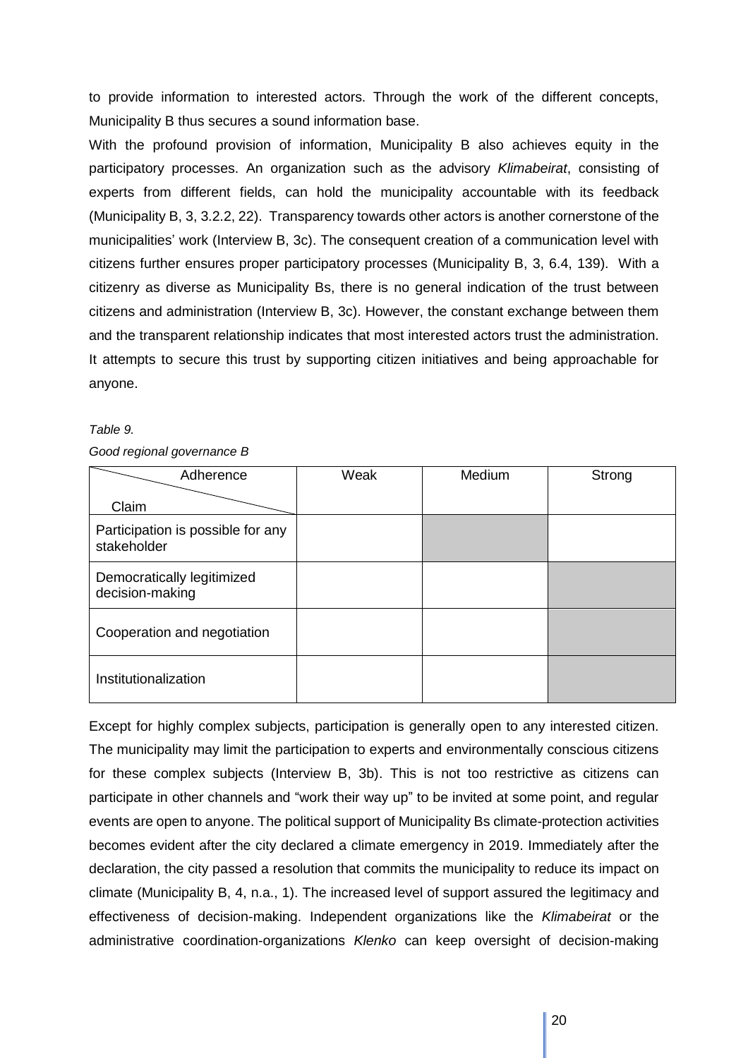to provide information to interested actors. Through the work of the different concepts, Municipality B thus secures a sound information base.

With the profound provision of information, Municipality B also achieves equity in the participatory processes. An organization such as the advisory *Klimabeirat*, consisting of experts from different fields, can hold the municipality accountable with its feedback (Municipality B, 3, 3.2.2, 22). Transparency towards other actors is another cornerstone of the municipalities' work (Interview B, 3c). The consequent creation of a communication level with citizens further ensures proper participatory processes (Municipality B, 3, 6.4, 139). With a citizenry as diverse as Municipality Bs, there is no general indication of the trust between citizens and administration (Interview B, 3c). However, the constant exchange between them and the transparent relationship indicates that most interested actors trust the administration. It attempts to secure this trust by supporting citizen initiatives and being approachable for anyone.

*Table 9.*

*Good regional governance B*

| Adherence / Claim | Weak | Medium | Strong |
|---|---|---|---|
| Participation is possible for any stakeholder | | X | |
| Democratically legitimized decision-making | | | X |
| Cooperation and negotiation | | | X |
| Institutionalization | | | X |

Except for highly complex subjects, participation is generally open to any interested citizen. The municipality may limit the participation to experts and environmentally conscious citizens for these complex subjects (Interview B, 3b). This is not too restrictive as citizens can participate in other channels and "work their way up" to be invited at some point, and regular events are open to anyone. The political support of Municipality Bs climate-protection activities becomes evident after the city declared a climate emergency in 2019. Immediately after the declaration, the city passed a resolution that commits the municipality to reduce its impact on climate (Municipality B, 4, n.a., 1). The increased level of support assured the legitimacy and effectiveness of decision-making. Independent organizations like the *Klimabeirat* or the administrative coordination-organizations *Klenko* can keep oversight of decision-making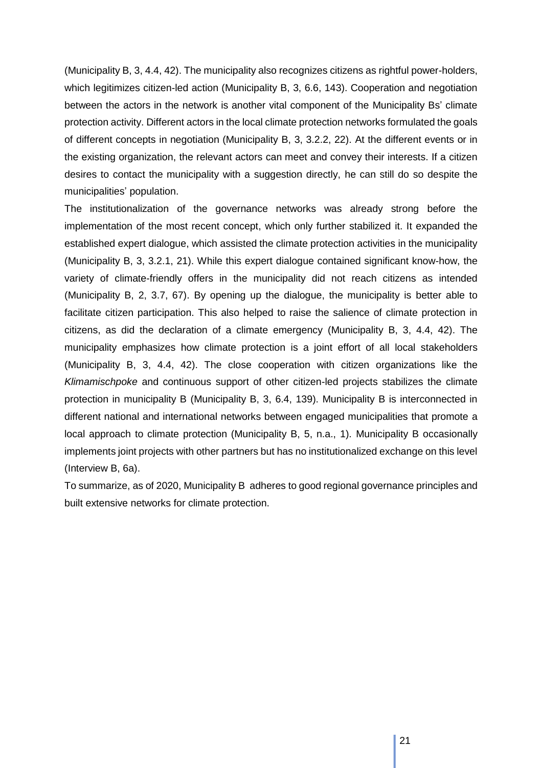(Municipality B, 3, 4.4, 42). The municipality also recognizes citizens as rightful power-holders, which legitimizes citizen-led action (Municipality B, 3, 6.6, 143). Cooperation and negotiation between the actors in the network is another vital component of the Municipality Bs' climate protection activity. Different actors in the local climate protection networks formulated the goals of different concepts in negotiation (Municipality B, 3, 3.2.2, 22). At the different events or in the existing organization, the relevant actors can meet and convey their interests. If a citizen desires to contact the municipality with a suggestion directly, he can still do so despite the municipalities' population.

The institutionalization of the governance networks was already strong before the implementation of the most recent concept, which only further stabilized it. It expanded the established expert dialogue, which assisted the climate protection activities in the municipality (Municipality B, 3, 3.2.1, 21). While this expert dialogue contained significant know-how, the variety of climate-friendly offers in the municipality did not reach citizens as intended (Municipality B, 2, 3.7, 67). By opening up the dialogue, the municipality is better able to facilitate citizen participation. This also helped to raise the salience of climate protection in citizens, as did the declaration of a climate emergency (Municipality B, 3, 4.4, 42). The municipality emphasizes how climate protection is a joint effort of all local stakeholders (Municipality B, 3, 4.4, 42). The close cooperation with citizen organizations like the *Klimamischpoke* and continuous support of other citizen-led projects stabilizes the climate protection in municipality B (Municipality B, 3, 6.4, 139). Municipality B is interconnected in different national and international networks between engaged municipalities that promote a local approach to climate protection (Municipality B, 5, n.a., 1). Municipality B occasionally implements joint projects with other partners but has no institutionalized exchange on this level (Interview B, 6a).

To summarize, as of 2020, Municipality B adheres to good regional governance principles and built extensive networks for climate protection.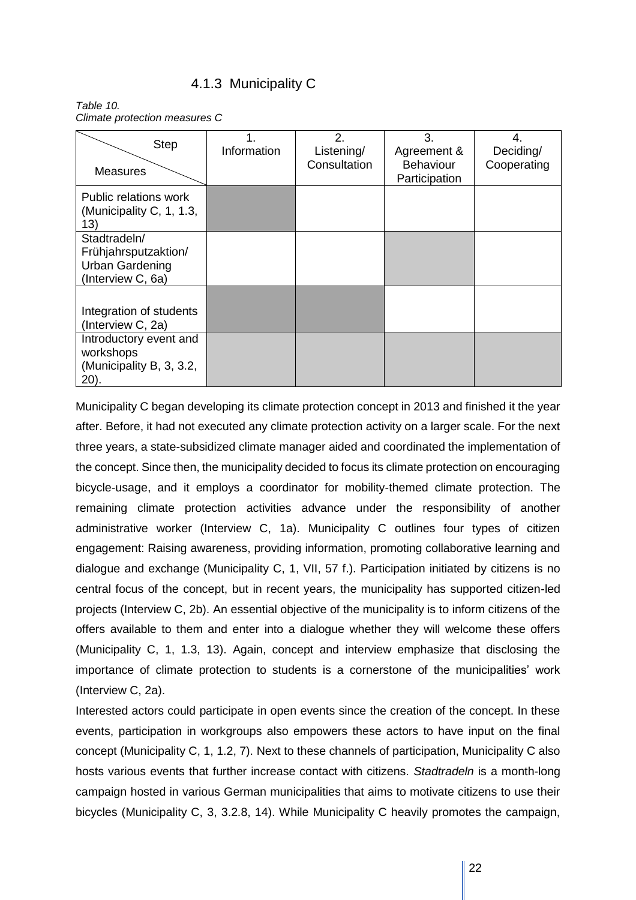### 4.1.3 Municipality C

*Table 10.*
*Climate protection measures C*

| Step / Measures | 1. Information | 2. Listening/ Consultation | 3. Agreement & Behaviour Participation | 4. Deciding/ Cooperating |
|---|---|---|---|---|
| Public relations work (Municipality C, 1, 1.3, 13) | ■ | | | |
| Stadtradeln/ Frühjahrsputzaktion/ Urban Gardening (Interview C, 6a) | | | ■ | |
| Integration of students (Interview C, 2a) | ■ | ■ | | |
| Introductory event and workshops (Municipality B, 3, 3.2, 20). | ■ | ■ | ■ | ■ |

Municipality C began developing its climate protection concept in 2013 and finished it the year after. Before, it had not executed any climate protection activity on a larger scale. For the next three years, a state-subsidized climate manager aided and coordinated the implementation of the concept. Since then, the municipality decided to focus its climate protection on encouraging bicycle-usage, and it employs a coordinator for mobility-themed climate protection. The remaining climate protection activities advance under the responsibility of another administrative worker (Interview C, 1a). Municipality C outlines four types of citizen engagement: Raising awareness, providing information, promoting collaborative learning and dialogue and exchange (Municipality C, 1, VII, 57 f.). Participation initiated by citizens is no central focus of the concept, but in recent years, the municipality has supported citizen-led projects (Interview C, 2b). An essential objective of the municipality is to inform citizens of the offers available to them and enter into a dialogue whether they will welcome these offers (Municipality C, 1, 1.3, 13). Again, concept and interview emphasize that disclosing the importance of climate protection to students is a cornerstone of the municipalities' work (Interview C, 2a).

Interested actors could participate in open events since the creation of the concept. In these events, participation in workgroups also empowers these actors to have input on the final concept (Municipality C, 1, 1.2, 7). Next to these channels of participation, Municipality C also hosts various events that further increase contact with citizens. *Stadtradeln* is a month-long campaign hosted in various German municipalities that aims to motivate citizens to use their bicycles (Municipality C, 3, 3.2.8, 14). While Municipality C heavily promotes the campaign,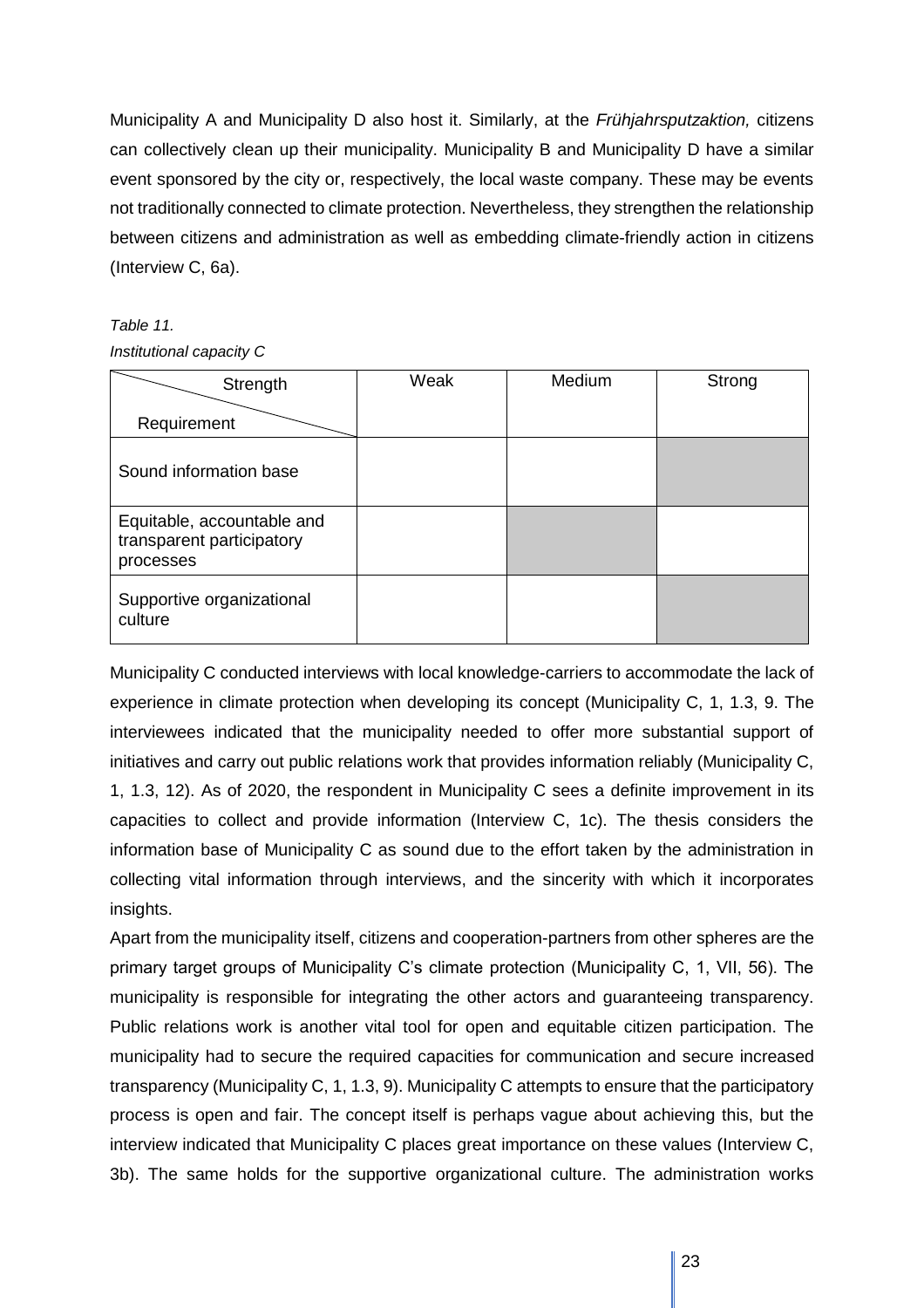Municipality A and Municipality D also host it. Similarly, at the *Frühjahrsputzaktion,* citizens can collectively clean up their municipality. Municipality B and Municipality D have a similar event sponsored by the city or, respectively, the local waste company. These may be events not traditionally connected to climate protection. Nevertheless, they strengthen the relationship between citizens and administration as well as embedding climate-friendly action in citizens (Interview C, 6a).

*Table 11.*

*Institutional capacity C*

| Strength / Requirement | Weak | Medium | Strong |
|---|---|---|---|
| Sound information base | | | ■ |
| Equitable, accountable and transparent participatory processes | | ■ | |
| Supportive organizational culture | | | ■ |

Municipality C conducted interviews with local knowledge-carriers to accommodate the lack of experience in climate protection when developing its concept (Municipality C, 1, 1.3, 9. The interviewees indicated that the municipality needed to offer more substantial support of initiatives and carry out public relations work that provides information reliably (Municipality C, 1, 1.3, 12). As of 2020, the respondent in Municipality C sees a definite improvement in its capacities to collect and provide information (Interview C, 1c). The thesis considers the information base of Municipality C as sound due to the effort taken by the administration in collecting vital information through interviews, and the sincerity with which it incorporates insights.

Apart from the municipality itself, citizens and cooperation-partners from other spheres are the primary target groups of Municipality C's climate protection (Municipality C, 1, VII, 56). The municipality is responsible for integrating the other actors and guaranteeing transparency. Public relations work is another vital tool for open and equitable citizen participation. The municipality had to secure the required capacities for communication and secure increased transparency (Municipality C, 1, 1.3, 9). Municipality C attempts to ensure that the participatory process is open and fair. The concept itself is perhaps vague about achieving this, but the interview indicated that Municipality C places great importance on these values (Interview C, 3b). The same holds for the supportive organizational culture. The administration works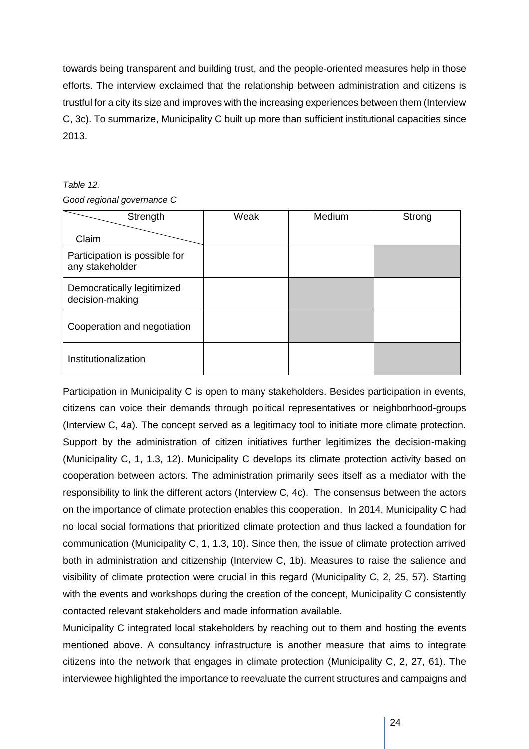towards being transparent and building trust, and the people-oriented measures help in those efforts. The interview exclaimed that the relationship between administration and citizens is trustful for a city its size and improves with the increasing experiences between them (Interview C, 3c). To summarize, Municipality C built up more than sufficient institutional capacities since 2013.

*Table 12.*

*Good regional governance C*

| Claim \ Strength | Weak | Medium | Strong |
|---|---|---|---|
| Participation is possible for any stakeholder | | | X |
| Democratically legitimized decision-making | | X | |
| Cooperation and negotiation | | X | |
| Institutionalization | | | X |

Participation in Municipality C is open to many stakeholders. Besides participation in events, citizens can voice their demands through political representatives or neighborhood-groups (Interview C, 4a). The concept served as a legitimacy tool to initiate more climate protection. Support by the administration of citizen initiatives further legitimizes the decision-making (Municipality C, 1, 1.3, 12). Municipality C develops its climate protection activity based on cooperation between actors. The administration primarily sees itself as a mediator with the responsibility to link the different actors (Interview C, 4c). The consensus between the actors on the importance of climate protection enables this cooperation. In 2014, Municipality C had no local social formations that prioritized climate protection and thus lacked a foundation for communication (Municipality C, 1, 1.3, 10). Since then, the issue of climate protection arrived both in administration and citizenship (Interview C, 1b). Measures to raise the salience and visibility of climate protection were crucial in this regard (Municipality C, 2, 25, 57). Starting with the events and workshops during the creation of the concept, Municipality C consistently contacted relevant stakeholders and made information available.

Municipality C integrated local stakeholders by reaching out to them and hosting the events mentioned above. A consultancy infrastructure is another measure that aims to integrate citizens into the network that engages in climate protection (Municipality C, 2, 27, 61). The interviewee highlighted the importance to reevaluate the current structures and campaigns and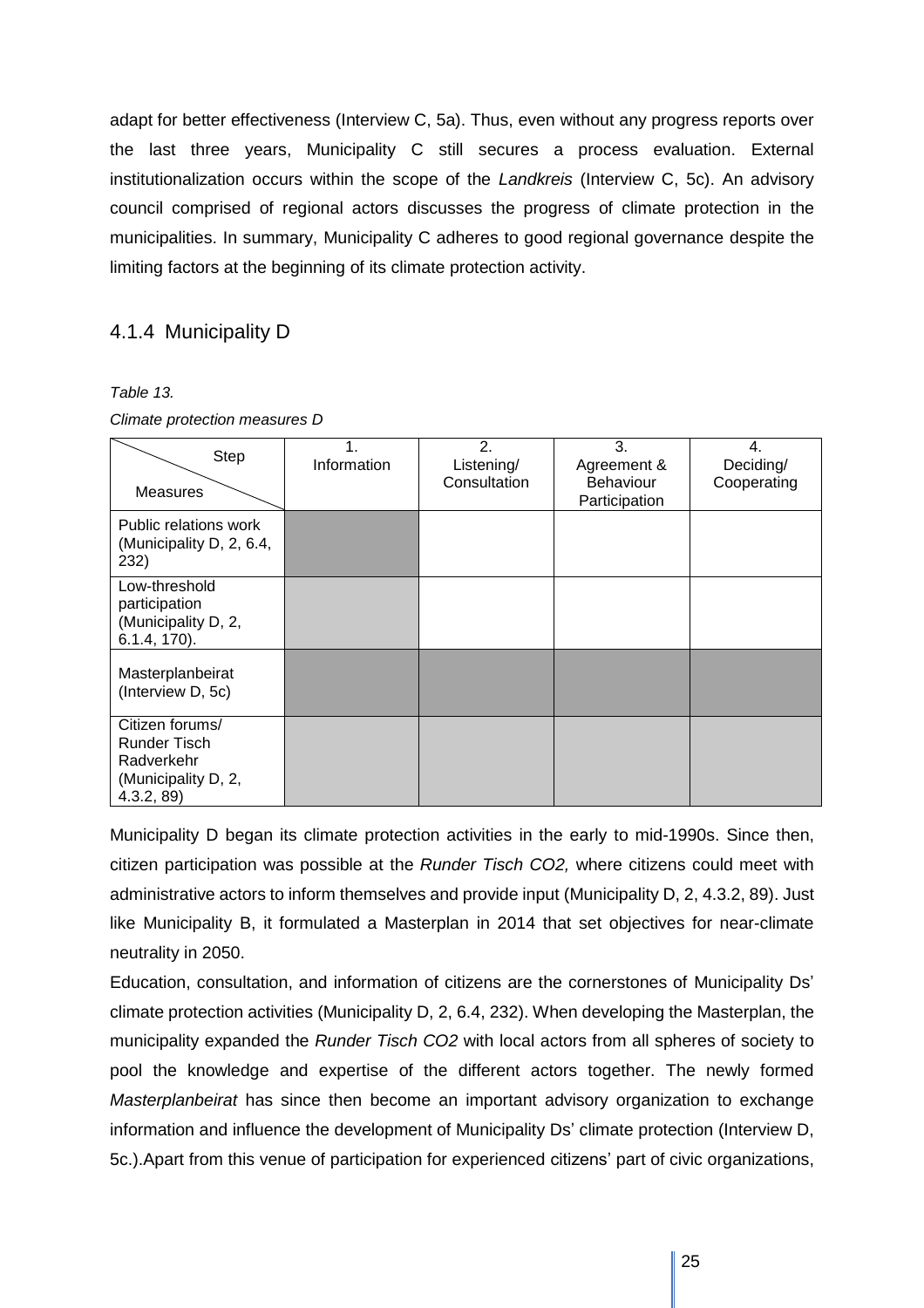adapt for better effectiveness (Interview C, 5a). Thus, even without any progress reports over the last three years, Municipality C still secures a process evaluation. External institutionalization occurs within the scope of the *Landkreis* (Interview C, 5c). An advisory council comprised of regional actors discusses the progress of climate protection in the municipalities. In summary, Municipality C adheres to good regional governance despite the limiting factors at the beginning of its climate protection activity.

### 4.1.4 Municipality D

*Table 13.*

*Climate protection measures D*

| Step / Measures | 1. Information | 2. Listening/ Consultation | 3. Agreement & Behaviour Participation | 4. Deciding/ Cooperating |
|---|---|---|---|---|
| Public relations work (Municipality D, 2, 6.4, 232) | | | | |
| Low-threshold participation (Municipality D, 2, 6.1.4, 170). | | | | |
| Masterplanbeirat (Interview D, 5c) | | | | |
| Citizen forums/ Runder Tisch Radverkehr (Municipality D, 2, 4.3.2, 89) | | | | |

Municipality D began its climate protection activities in the early to mid-1990s. Since then, citizen participation was possible at the *Runder Tisch CO2,* where citizens could meet with administrative actors to inform themselves and provide input (Municipality D, 2, 4.3.2, 89). Just like Municipality B, it formulated a Masterplan in 2014 that set objectives for near-climate neutrality in 2050.

Education, consultation, and information of citizens are the cornerstones of Municipality Ds' climate protection activities (Municipality D, 2, 6.4, 232). When developing the Masterplan, the municipality expanded the *Runder Tisch CO2* with local actors from all spheres of society to pool the knowledge and expertise of the different actors together. The newly formed *Masterplanbeirat* has since then become an important advisory organization to exchange information and influence the development of Municipality Ds' climate protection (Interview D, 5c.).Apart from this venue of participation for experienced citizens' part of civic organizations,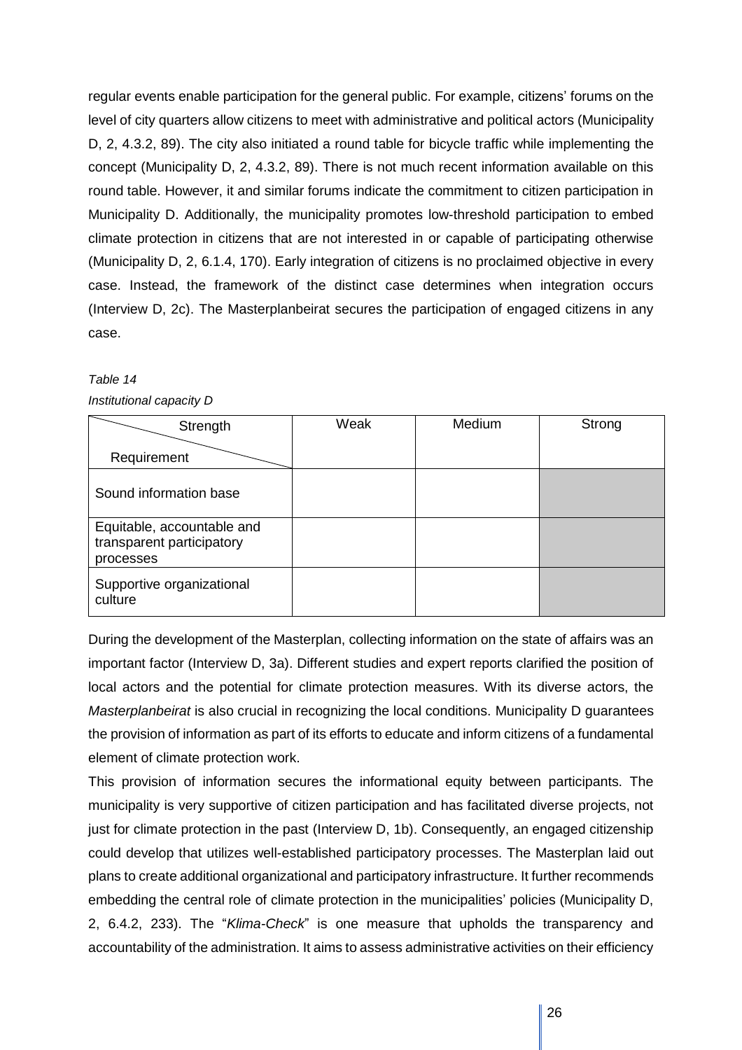regular events enable participation for the general public. For example, citizens' forums on the level of city quarters allow citizens to meet with administrative and political actors (Municipality D, 2, 4.3.2, 89). The city also initiated a round table for bicycle traffic while implementing the concept (Municipality D, 2, 4.3.2, 89). There is not much recent information available on this round table. However, it and similar forums indicate the commitment to citizen participation in Municipality D. Additionally, the municipality promotes low-threshold participation to embed climate protection in citizens that are not interested in or capable of participating otherwise (Municipality D, 2, 6.1.4, 170). Early integration of citizens is no proclaimed objective in every case. Instead, the framework of the distinct case determines when integration occurs (Interview D, 2c). The Masterplanbeirat secures the participation of engaged citizens in any case.

*Table 14*

*Institutional capacity D*

| Strength / Requirement | Weak | Medium | Strong |
|---|---|---|---|
| Sound information base | | | ■ |
| Equitable, accountable and transparent participatory processes | | | ■ |
| Supportive organizational culture | | | ■ |

During the development of the Masterplan, collecting information on the state of affairs was an important factor (Interview D, 3a). Different studies and expert reports clarified the position of local actors and the potential for climate protection measures. With its diverse actors, the *Masterplanbeirat* is also crucial in recognizing the local conditions. Municipality D guarantees the provision of information as part of its efforts to educate and inform citizens of a fundamental element of climate protection work.

This provision of information secures the informational equity between participants. The municipality is very supportive of citizen participation and has facilitated diverse projects, not just for climate protection in the past (Interview D, 1b). Consequently, an engaged citizenship could develop that utilizes well-established participatory processes. The Masterplan laid out plans to create additional organizational and participatory infrastructure. It further recommends embedding the central role of climate protection in the municipalities' policies (Municipality D, 2, 6.4.2, 233). The "*Klima-Check*" is one measure that upholds the transparency and accountability of the administration. It aims to assess administrative activities on their efficiency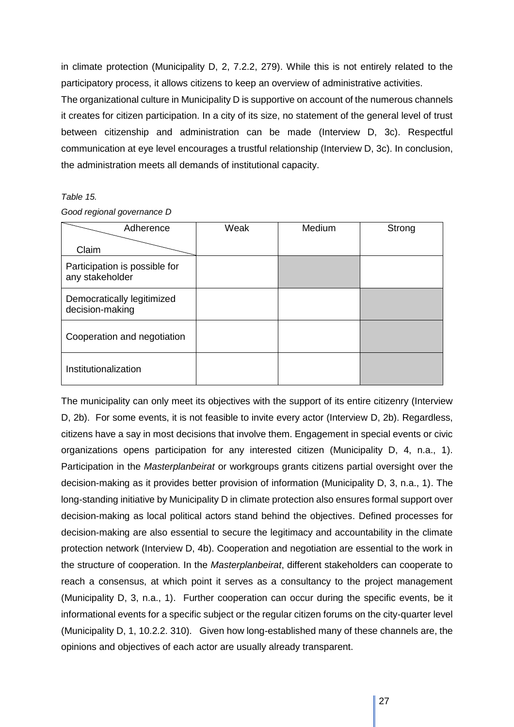in climate protection (Municipality D, 2, 7.2.2, 279). While this is not entirely related to the participatory process, it allows citizens to keep an overview of administrative activities.

The organizational culture in Municipality D is supportive on account of the numerous channels it creates for citizen participation. In a city of its size, no statement of the general level of trust between citizenship and administration can be made (Interview D, 3c). Respectful communication at eye level encourages a trustful relationship (Interview D, 3c). In conclusion, the administration meets all demands of institutional capacity.

*Table 15.*

*Good regional governance D*

| Adherence / Claim | Weak | Medium | Strong |
|---|---|---|---|
| Participation is possible for any stakeholder | | ■ | |
| Democratically legitimized decision-making | | | ■ |
| Cooperation and negotiation | | | ■ |
| Institutionalization | | | ■ |

The municipality can only meet its objectives with the support of its entire citizenry (Interview D, 2b). For some events, it is not feasible to invite every actor (Interview D, 2b). Regardless, citizens have a say in most decisions that involve them. Engagement in special events or civic organizations opens participation for any interested citizen (Municipality D, 4, n.a., 1). Participation in the *Masterplanbeirat* or workgroups grants citizens partial oversight over the decision-making as it provides better provision of information (Municipality D, 3, n.a., 1). The long-standing initiative by Municipality D in climate protection also ensures formal support over decision-making as local political actors stand behind the objectives. Defined processes for decision-making are also essential to secure the legitimacy and accountability in the climate protection network (Interview D, 4b). Cooperation and negotiation are essential to the work in the structure of cooperation. In the *Masterplanbeirat*, different stakeholders can cooperate to reach a consensus, at which point it serves as a consultancy to the project management (Municipality D, 3, n.a., 1). Further cooperation can occur during the specific events, be it informational events for a specific subject or the regular citizen forums on the city-quarter level (Municipality D, 1, 10.2.2. 310). Given how long-established many of these channels are, the opinions and objectives of each actor are usually already transparent.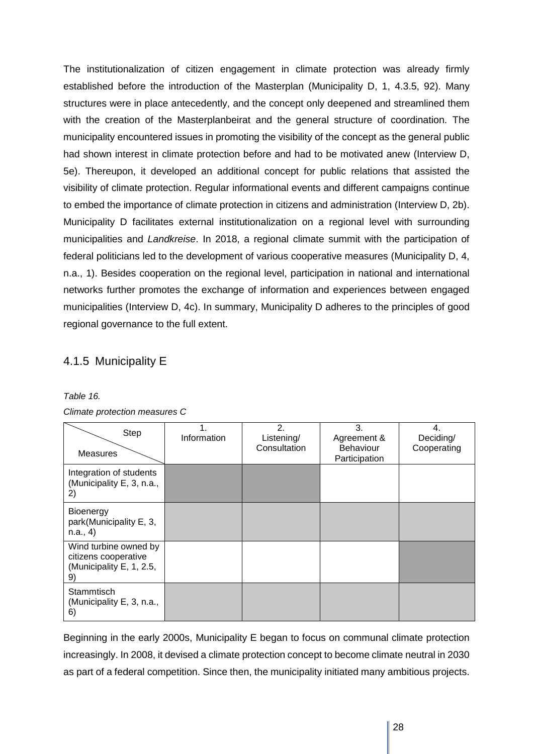The institutionalization of citizen engagement in climate protection was already firmly established before the introduction of the Masterplan (Municipality D, 1, 4.3.5, 92). Many structures were in place antecedently, and the concept only deepened and streamlined them with the creation of the Masterplanbeirat and the general structure of coordination. The municipality encountered issues in promoting the visibility of the concept as the general public had shown interest in climate protection before and had to be motivated anew (Interview D, 5e). Thereupon, it developed an additional concept for public relations that assisted the visibility of climate protection. Regular informational events and different campaigns continue to embed the importance of climate protection in citizens and administration (Interview D, 2b). Municipality D facilitates external institutionalization on a regional level with surrounding municipalities and *Landkreise*. In 2018, a regional climate summit with the participation of federal politicians led to the development of various cooperative measures (Municipality D, 4, n.a., 1). Besides cooperation on the regional level, participation in national and international networks further promotes the exchange of information and experiences between engaged municipalities (Interview D, 4c). In summary, Municipality D adheres to the principles of good regional governance to the full extent.

### 4.1.5 Municipality E

*Table 16.*

*Climate protection measures C*

| Step / Measures | 1. Information | 2. Listening/ Consultation | 3. Agreement & Behaviour Participation | 4. Deciding/ Cooperating |
|---|---|---|---|---|
| Integration of students (Municipality E, 3, n.a., 2) | ■ | ■ | | |
| Bioenergy park(Municipality E, 3, n.a., 4) | ▒ | ▒ | ▒ | ▒ |
| Wind turbine owned by citizens cooperative (Municipality E, 1, 2.5, 9) | | | | ■ |
| Stammtisch (Municipality E, 3, n.a., 6) | ▒ | ▒ | ▒ | ▒ |

Beginning in the early 2000s, Municipality E began to focus on communal climate protection increasingly. In 2008, it devised a climate protection concept to become climate neutral in 2030 as part of a federal competition. Since then, the municipality initiated many ambitious projects.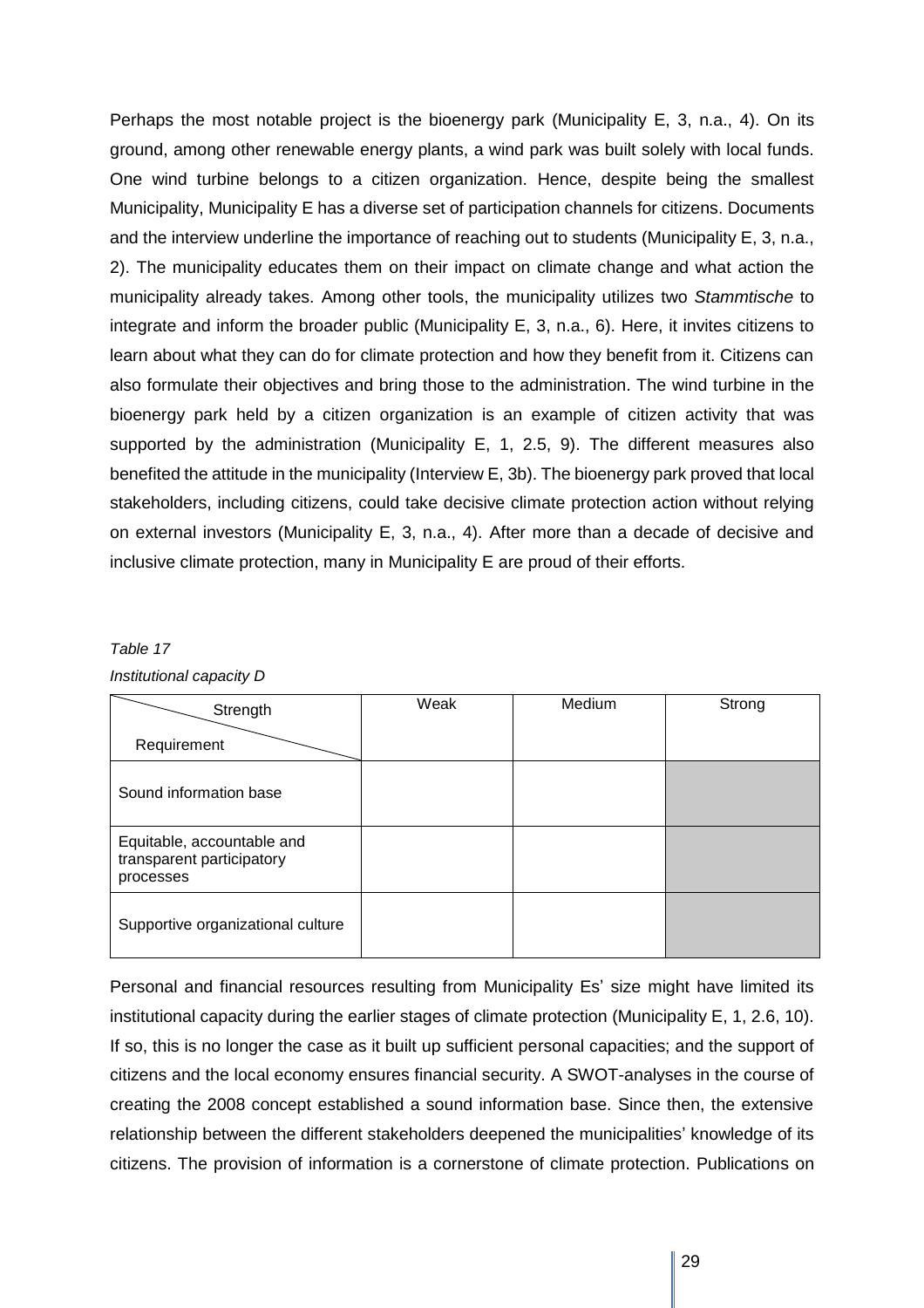Perhaps the most notable project is the bioenergy park (Municipality E, 3, n.a., 4). On its ground, among other renewable energy plants, a wind park was built solely with local funds. One wind turbine belongs to a citizen organization. Hence, despite being the smallest Municipality, Municipality E has a diverse set of participation channels for citizens. Documents and the interview underline the importance of reaching out to students (Municipality E, 3, n.a., 2). The municipality educates them on their impact on climate change and what action the municipality already takes. Among other tools, the municipality utilizes two *Stammtische* to integrate and inform the broader public (Municipality E, 3, n.a., 6). Here, it invites citizens to learn about what they can do for climate protection and how they benefit from it. Citizens can also formulate their objectives and bring those to the administration. The wind turbine in the bioenergy park held by a citizen organization is an example of citizen activity that was supported by the administration (Municipality E, 1, 2.5, 9). The different measures also benefited the attitude in the municipality (Interview E, 3b). The bioenergy park proved that local stakeholders, including citizens, could take decisive climate protection action without relying on external investors (Municipality E, 3, n.a., 4). After more than a decade of decisive and inclusive climate protection, many in Municipality E are proud of their efforts.

*Table 17*

*Institutional capacity D*

| Strength / Requirement | Weak | Medium | Strong |
|---|---|---|---|
| Sound information base | | | ■ |
| Equitable, accountable and transparent participatory processes | | | ■ |
| Supportive organizational culture | | | ■ |

Personal and financial resources resulting from Municipality Es' size might have limited its institutional capacity during the earlier stages of climate protection (Municipality E, 1, 2.6, 10). If so, this is no longer the case as it built up sufficient personal capacities; and the support of citizens and the local economy ensures financial security. A SWOT-analyses in the course of creating the 2008 concept established a sound information base. Since then, the extensive relationship between the different stakeholders deepened the municipalities' knowledge of its citizens. The provision of information is a cornerstone of climate protection. Publications on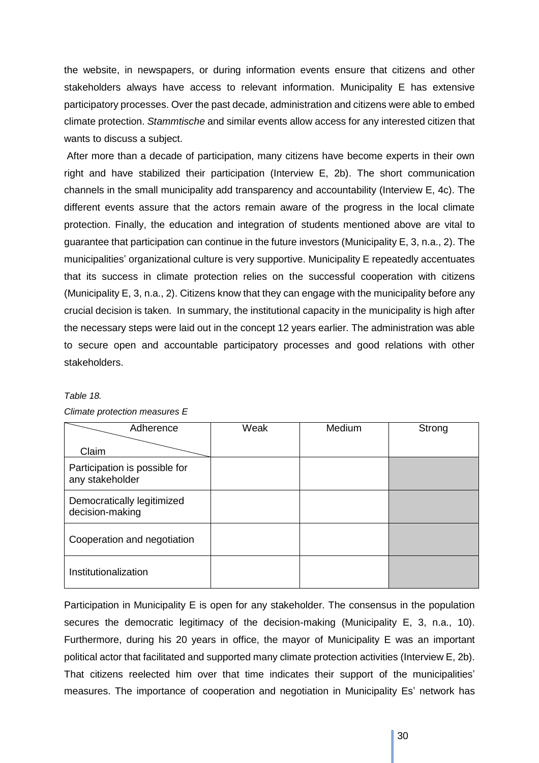the website, in newspapers, or during information events ensure that citizens and other stakeholders always have access to relevant information. Municipality E has extensive participatory processes. Over the past decade, administration and citizens were able to embed climate protection. *Stammtische* and similar events allow access for any interested citizen that wants to discuss a subject.

After more than a decade of participation, many citizens have become experts in their own right and have stabilized their participation (Interview E, 2b). The short communication channels in the small municipality add transparency and accountability (Interview E, 4c). The different events assure that the actors remain aware of the progress in the local climate protection. Finally, the education and integration of students mentioned above are vital to guarantee that participation can continue in the future investors (Municipality E, 3, n.a., 2). The municipalities' organizational culture is very supportive. Municipality E repeatedly accentuates that its success in climate protection relies on the successful cooperation with citizens (Municipality E, 3, n.a., 2). Citizens know that they can engage with the municipality before any crucial decision is taken. In summary, the institutional capacity in the municipality is high after the necessary steps were laid out in the concept 12 years earlier. The administration was able to secure open and accountable participatory processes and good relations with other stakeholders.

*Table 18.*

*Climate protection measures E*

| Adherence / Claim | Weak | Medium | Strong |
|---|---|---|---|
| Participation is possible for any stakeholder | | | ■ |
| Democratically legitimized decision-making | | | ■ |
| Cooperation and negotiation | | | ■ |
| Institutionalization | | | ■ |

Participation in Municipality E is open for any stakeholder. The consensus in the population secures the democratic legitimacy of the decision-making (Municipality E, 3, n.a., 10). Furthermore, during his 20 years in office, the mayor of Municipality E was an important political actor that facilitated and supported many climate protection activities (Interview E, 2b). That citizens reelected him over that time indicates their support of the municipalities' measures. The importance of cooperation and negotiation in Municipality Es' network has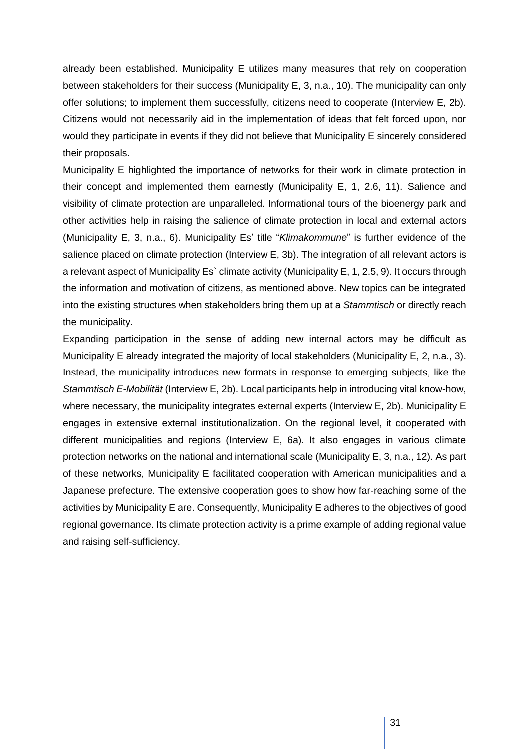already been established. Municipality E utilizes many measures that rely on cooperation between stakeholders for their success (Municipality E, 3, n.a., 10). The municipality can only offer solutions; to implement them successfully, citizens need to cooperate (Interview E, 2b). Citizens would not necessarily aid in the implementation of ideas that felt forced upon, nor would they participate in events if they did not believe that Municipality E sincerely considered their proposals.

Municipality E highlighted the importance of networks for their work in climate protection in their concept and implemented them earnestly (Municipality E, 1, 2.6, 11). Salience and visibility of climate protection are unparalleled. Informational tours of the bioenergy park and other activities help in raising the salience of climate protection in local and external actors (Municipality E, 3, n.a., 6). Municipality Es' title "*Klimakommune*" is further evidence of the salience placed on climate protection (Interview E, 3b). The integration of all relevant actors is a relevant aspect of Municipality Es` climate activity (Municipality E, 1, 2.5, 9). It occurs through the information and motivation of citizens, as mentioned above. New topics can be integrated into the existing structures when stakeholders bring them up at a *Stammtisch* or directly reach the municipality.

Expanding participation in the sense of adding new internal actors may be difficult as Municipality E already integrated the majority of local stakeholders (Municipality E, 2, n.a., 3). Instead, the municipality introduces new formats in response to emerging subjects, like the *Stammtisch E-Mobilität* (Interview E, 2b). Local participants help in introducing vital know-how, where necessary, the municipality integrates external experts (Interview E, 2b). Municipality E engages in extensive external institutionalization. On the regional level, it cooperated with different municipalities and regions (Interview E, 6a). It also engages in various climate protection networks on the national and international scale (Municipality E, 3, n.a., 12). As part of these networks, Municipality E facilitated cooperation with American municipalities and a Japanese prefecture. The extensive cooperation goes to show how far-reaching some of the activities by Municipality E are. Consequently, Municipality E adheres to the objectives of good regional governance. Its climate protection activity is a prime example of adding regional value and raising self-sufficiency.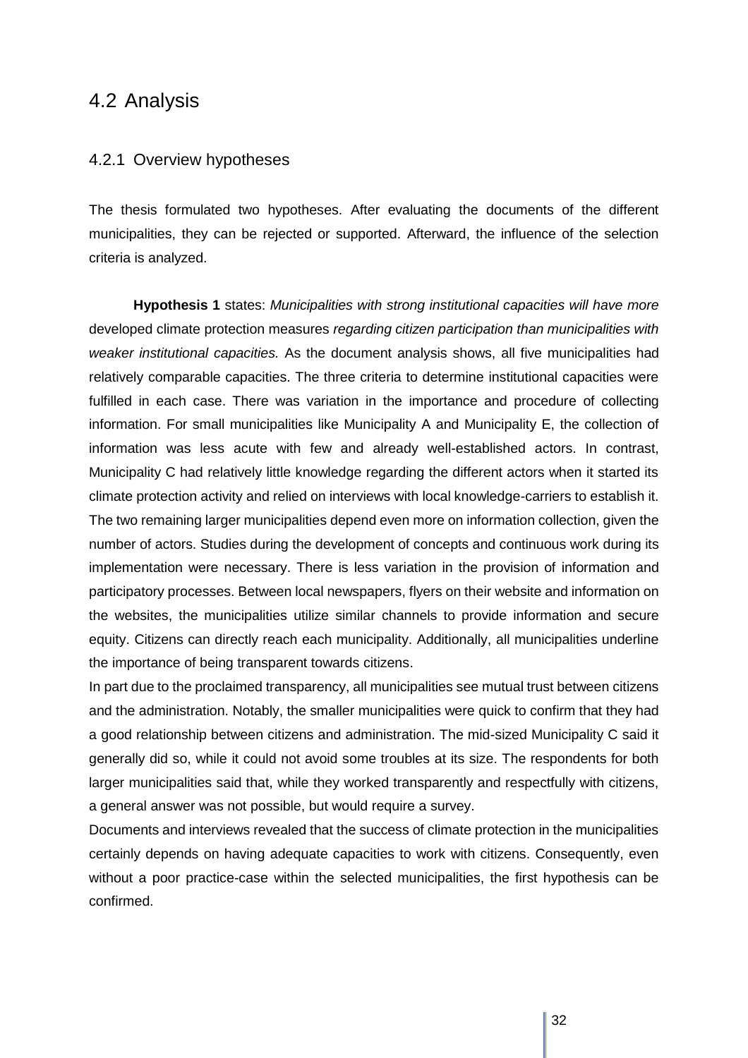## 4.2 Analysis

### 4.2.1 Overview hypotheses

The thesis formulated two hypotheses. After evaluating the documents of the different municipalities, they can be rejected or supported. Afterward, the influence of the selection criteria is analyzed.

**Hypothesis 1** states: *Municipalities with strong institutional capacities will have more* developed climate protection measures *regarding citizen participation than municipalities with weaker institutional capacities.* As the document analysis shows, all five municipalities had relatively comparable capacities. The three criteria to determine institutional capacities were fulfilled in each case. There was variation in the importance and procedure of collecting information. For small municipalities like Municipality A and Municipality E, the collection of information was less acute with few and already well-established actors. In contrast, Municipality C had relatively little knowledge regarding the different actors when it started its climate protection activity and relied on interviews with local knowledge-carriers to establish it. The two remaining larger municipalities depend even more on information collection, given the number of actors. Studies during the development of concepts and continuous work during its implementation were necessary. There is less variation in the provision of information and participatory processes. Between local newspapers, flyers on their website and information on the websites, the municipalities utilize similar channels to provide information and secure equity. Citizens can directly reach each municipality. Additionally, all municipalities underline the importance of being transparent towards citizens.

In part due to the proclaimed transparency, all municipalities see mutual trust between citizens and the administration. Notably, the smaller municipalities were quick to confirm that they had a good relationship between citizens and administration. The mid-sized Municipality C said it generally did so, while it could not avoid some troubles at its size. The respondents for both larger municipalities said that, while they worked transparently and respectfully with citizens, a general answer was not possible, but would require a survey.

Documents and interviews revealed that the success of climate protection in the municipalities certainly depends on having adequate capacities to work with citizens. Consequently, even without a poor practice-case within the selected municipalities, the first hypothesis can be confirmed.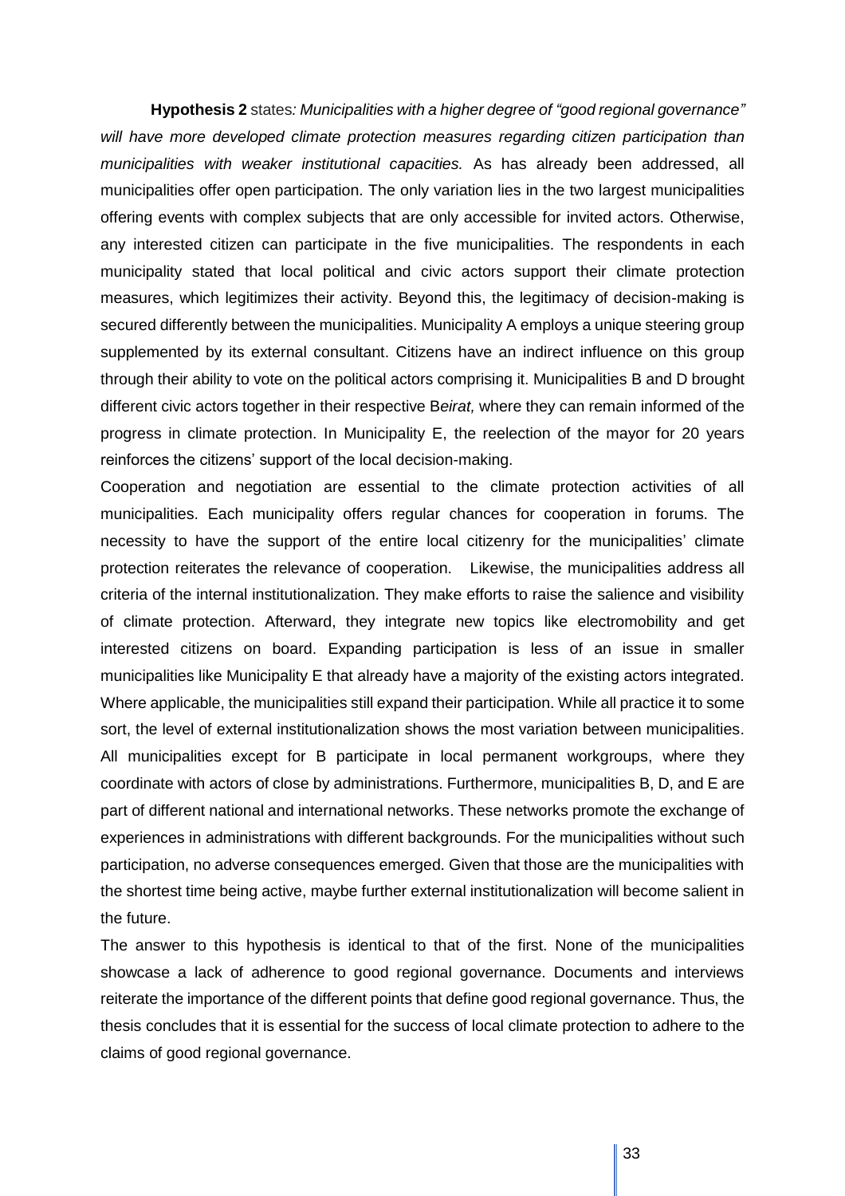**Hypothesis 2** states*: Municipalities with a higher degree of "good regional governance" will have more developed climate protection measures regarding citizen participation than municipalities with weaker institutional capacities.* As has already been addressed, all municipalities offer open participation. The only variation lies in the two largest municipalities offering events with complex subjects that are only accessible for invited actors. Otherwise, any interested citizen can participate in the five municipalities. The respondents in each municipality stated that local political and civic actors support their climate protection measures, which legitimizes their activity. Beyond this, the legitimacy of decision-making is secured differently between the municipalities. Municipality A employs a unique steering group supplemented by its external consultant. Citizens have an indirect influence on this group through their ability to vote on the political actors comprising it. Municipalities B and D brought different civic actors together in their respective B*eirat,* where they can remain informed of the progress in climate protection. In Municipality E, the reelection of the mayor for 20 years reinforces the citizens' support of the local decision-making.

Cooperation and negotiation are essential to the climate protection activities of all municipalities. Each municipality offers regular chances for cooperation in forums. The necessity to have the support of the entire local citizenry for the municipalities' climate protection reiterates the relevance of cooperation. Likewise, the municipalities address all criteria of the internal institutionalization. They make efforts to raise the salience and visibility of climate protection. Afterward, they integrate new topics like electromobility and get interested citizens on board. Expanding participation is less of an issue in smaller municipalities like Municipality E that already have a majority of the existing actors integrated. Where applicable, the municipalities still expand their participation. While all practice it to some sort, the level of external institutionalization shows the most variation between municipalities. All municipalities except for B participate in local permanent workgroups, where they coordinate with actors of close by administrations. Furthermore, municipalities B, D, and E are part of different national and international networks. These networks promote the exchange of experiences in administrations with different backgrounds. For the municipalities without such participation, no adverse consequences emerged. Given that those are the municipalities with the shortest time being active, maybe further external institutionalization will become salient in the future.

The answer to this hypothesis is identical to that of the first. None of the municipalities showcase a lack of adherence to good regional governance. Documents and interviews reiterate the importance of the different points that define good regional governance. Thus, the thesis concludes that it is essential for the success of local climate protection to adhere to the claims of good regional governance.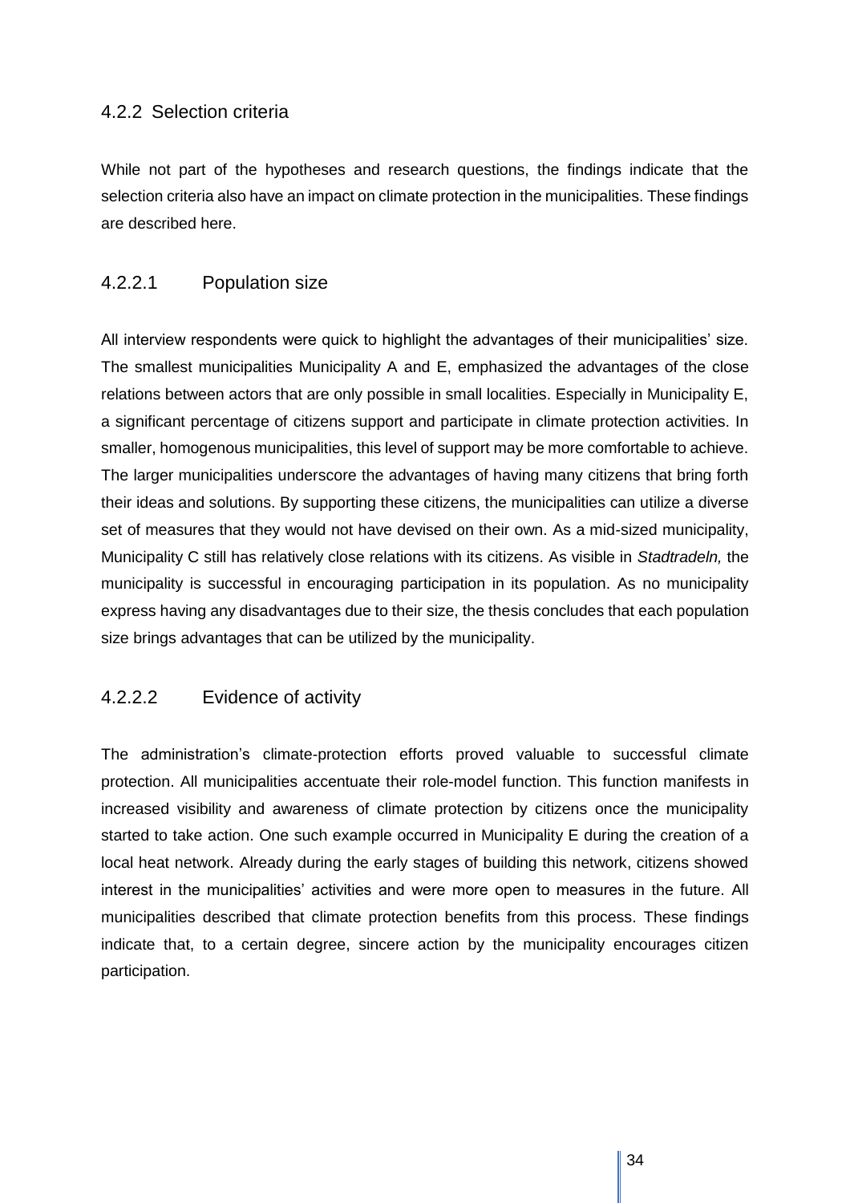### 4.2.2 Selection criteria

While not part of the hypotheses and research questions, the findings indicate that the selection criteria also have an impact on climate protection in the municipalities. These findings are described here.

#### 4.2.2.1 Population size

All interview respondents were quick to highlight the advantages of their municipalities' size. The smallest municipalities Municipality A and E, emphasized the advantages of the close relations between actors that are only possible in small localities. Especially in Municipality E, a significant percentage of citizens support and participate in climate protection activities. In smaller, homogenous municipalities, this level of support may be more comfortable to achieve. The larger municipalities underscore the advantages of having many citizens that bring forth their ideas and solutions. By supporting these citizens, the municipalities can utilize a diverse set of measures that they would not have devised on their own. As a mid-sized municipality, Municipality C still has relatively close relations with its citizens. As visible in *Stadtradeln,* the municipality is successful in encouraging participation in its population. As no municipality express having any disadvantages due to their size, the thesis concludes that each population size brings advantages that can be utilized by the municipality.

#### 4.2.2.2 Evidence of activity

The administration's climate-protection efforts proved valuable to successful climate protection. All municipalities accentuate their role-model function. This function manifests in increased visibility and awareness of climate protection by citizens once the municipality started to take action. One such example occurred in Municipality E during the creation of a local heat network. Already during the early stages of building this network, citizens showed interest in the municipalities' activities and were more open to measures in the future. All municipalities described that climate protection benefits from this process. These findings indicate that, to a certain degree, sincere action by the municipality encourages citizen participation.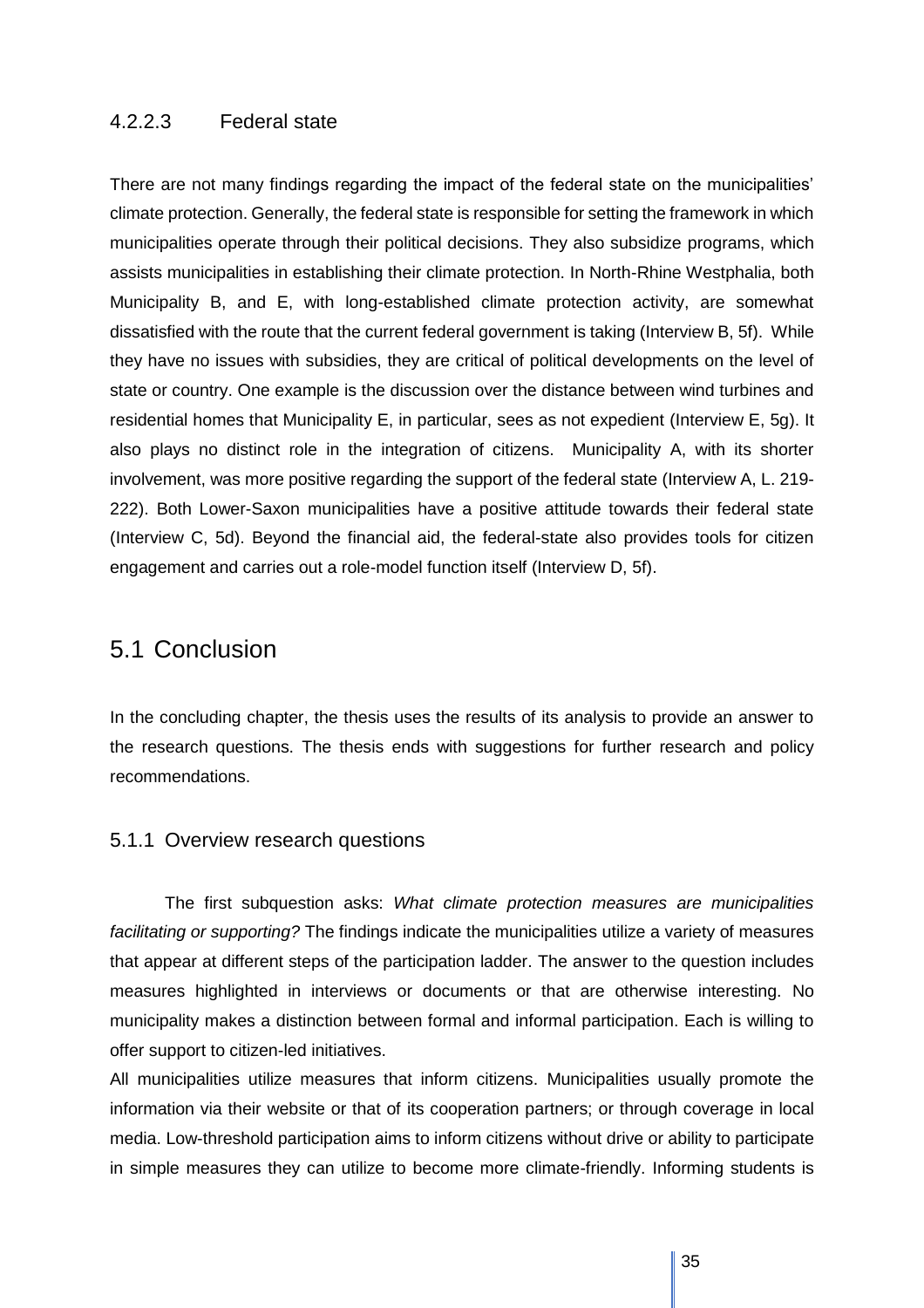#### 4.2.2.3 Federal state

There are not many findings regarding the impact of the federal state on the municipalities' climate protection. Generally, the federal state is responsible for setting the framework in which municipalities operate through their political decisions. They also subsidize programs, which assists municipalities in establishing their climate protection. In North-Rhine Westphalia, both Municipality B, and E, with long-established climate protection activity, are somewhat dissatisfied with the route that the current federal government is taking (Interview B, 5f). While they have no issues with subsidies, they are critical of political developments on the level of state or country. One example is the discussion over the distance between wind turbines and residential homes that Municipality E, in particular, sees as not expedient (Interview E, 5g). It also plays no distinct role in the integration of citizens. Municipality A, with its shorter involvement, was more positive regarding the support of the federal state (Interview A, L. 219-222). Both Lower-Saxon municipalities have a positive attitude towards their federal state (Interview C, 5d). Beyond the financial aid, the federal-state also provides tools for citizen engagement and carries out a role-model function itself (Interview D, 5f).

## 5.1 Conclusion

In the concluding chapter, the thesis uses the results of its analysis to provide an answer to the research questions. The thesis ends with suggestions for further research and policy recommendations.

### 5.1.1 Overview research questions

The first subquestion asks: *What climate protection measures are municipalities facilitating or supporting?* The findings indicate the municipalities utilize a variety of measures that appear at different steps of the participation ladder. The answer to the question includes measures highlighted in interviews or documents or that are otherwise interesting. No municipality makes a distinction between formal and informal participation. Each is willing to offer support to citizen-led initiatives.

All municipalities utilize measures that inform citizens. Municipalities usually promote the information via their website or that of its cooperation partners; or through coverage in local media. Low-threshold participation aims to inform citizens without drive or ability to participate in simple measures they can utilize to become more climate-friendly. Informing students is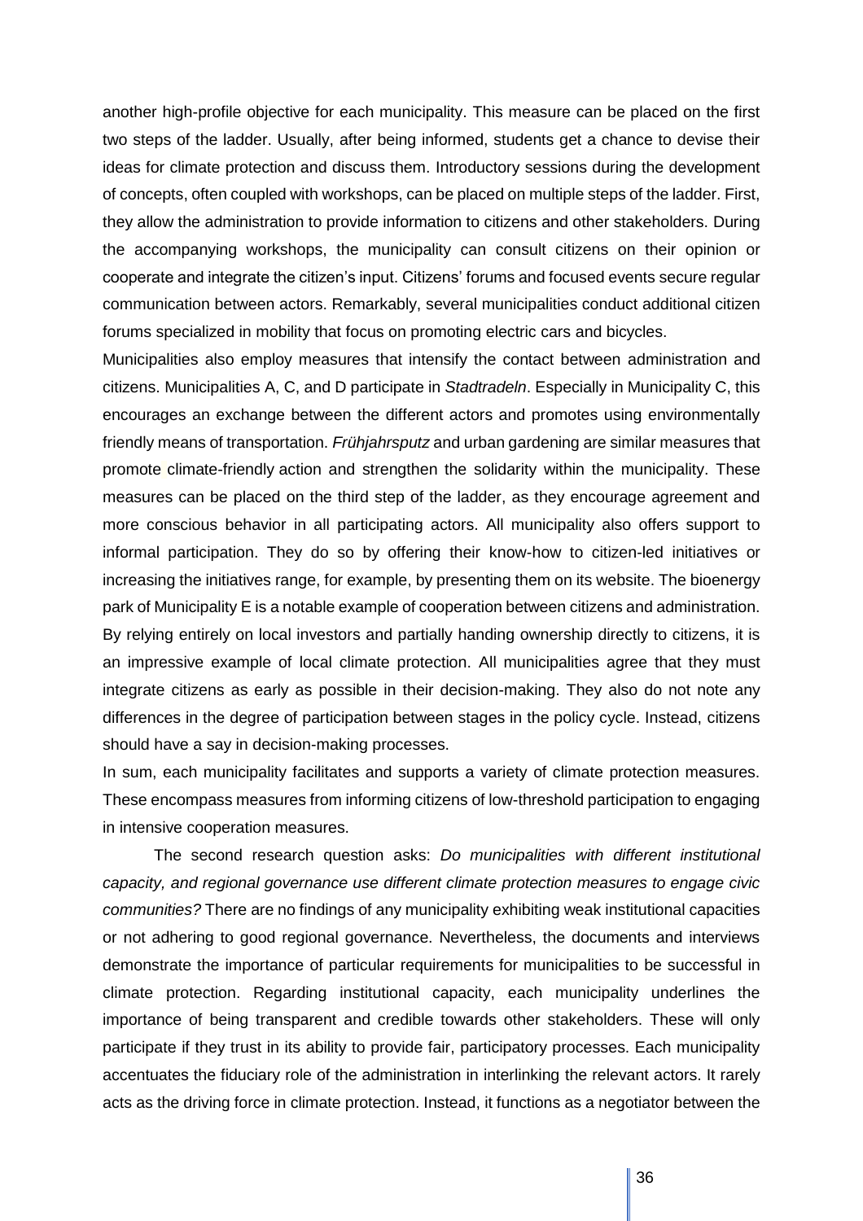another high-profile objective for each municipality. This measure can be placed on the first two steps of the ladder. Usually, after being informed, students get a chance to devise their ideas for climate protection and discuss them. Introductory sessions during the development of concepts, often coupled with workshops, can be placed on multiple steps of the ladder. First, they allow the administration to provide information to citizens and other stakeholders. During the accompanying workshops, the municipality can consult citizens on their opinion or cooperate and integrate the citizen's input. Citizens' forums and focused events secure regular communication between actors. Remarkably, several municipalities conduct additional citizen forums specialized in mobility that focus on promoting electric cars and bicycles.

Municipalities also employ measures that intensify the contact between administration and citizens. Municipalities A, C, and D participate in *Stadtradeln*. Especially in Municipality C, this encourages an exchange between the different actors and promotes using environmentally friendly means of transportation. *Frühjahrsputz* and urban gardening are similar measures that promote climate-friendly action and strengthen the solidarity within the municipality. These measures can be placed on the third step of the ladder, as they encourage agreement and more conscious behavior in all participating actors. All municipality also offers support to informal participation. They do so by offering their know-how to citizen-led initiatives or increasing the initiatives range, for example, by presenting them on its website. The bioenergy park of Municipality E is a notable example of cooperation between citizens and administration. By relying entirely on local investors and partially handing ownership directly to citizens, it is an impressive example of local climate protection. All municipalities agree that they must integrate citizens as early as possible in their decision-making. They also do not note any differences in the degree of participation between stages in the policy cycle. Instead, citizens should have a say in decision-making processes.

In sum, each municipality facilitates and supports a variety of climate protection measures. These encompass measures from informing citizens of low-threshold participation to engaging in intensive cooperation measures.

The second research question asks: *Do municipalities with different institutional capacity, and regional governance use different climate protection measures to engage civic communities?* There are no findings of any municipality exhibiting weak institutional capacities or not adhering to good regional governance. Nevertheless, the documents and interviews demonstrate the importance of particular requirements for municipalities to be successful in climate protection. Regarding institutional capacity, each municipality underlines the importance of being transparent and credible towards other stakeholders. These will only participate if they trust in its ability to provide fair, participatory processes. Each municipality accentuates the fiduciary role of the administration in interlinking the relevant actors. It rarely acts as the driving force in climate protection. Instead, it functions as a negotiator between the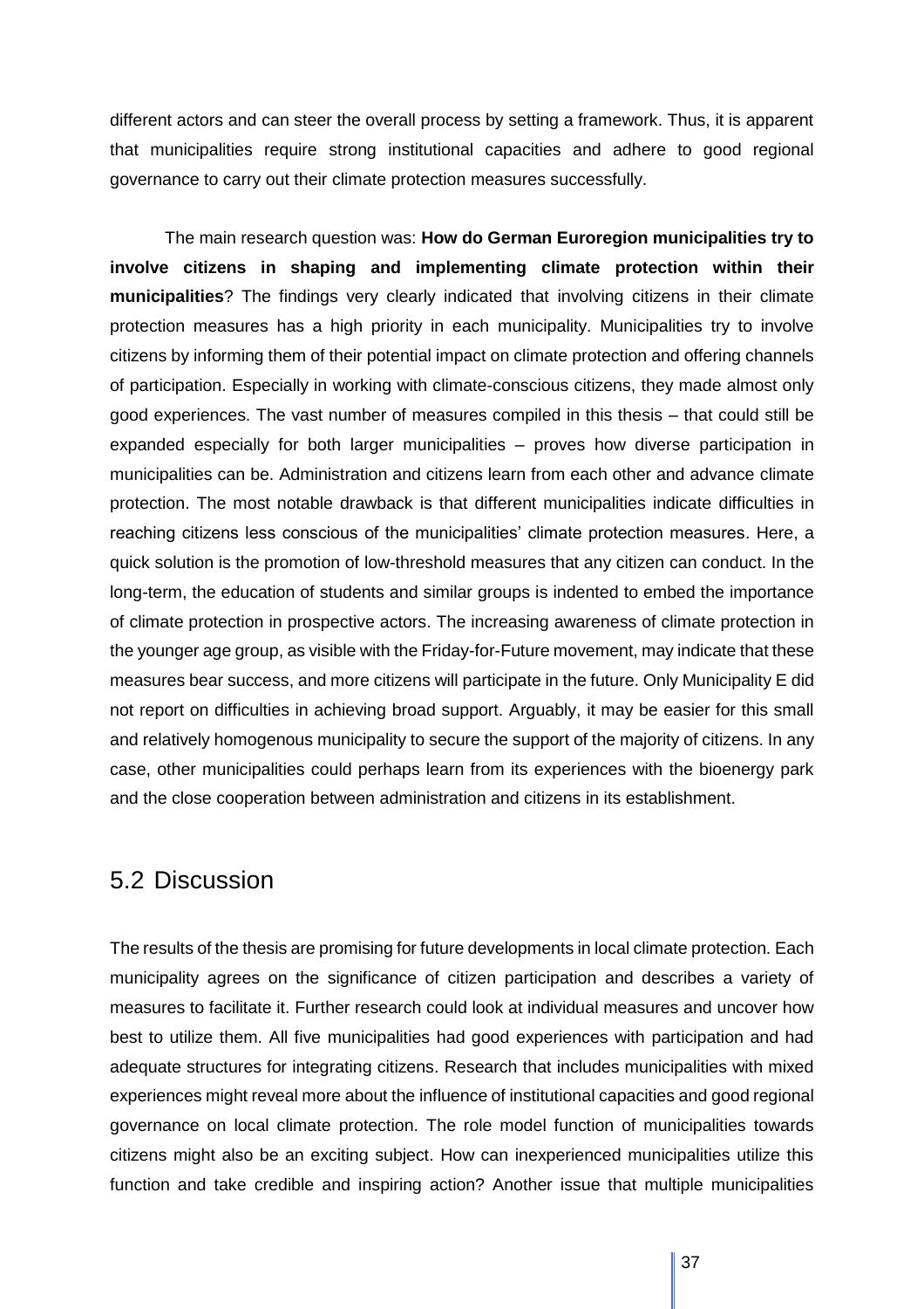different actors and can steer the overall process by setting a framework. Thus, it is apparent that municipalities require strong institutional capacities and adhere to good regional governance to carry out their climate protection measures successfully.

The main research question was: **How do German Euroregion municipalities try to involve citizens in shaping and implementing climate protection within their municipalities**? The findings very clearly indicated that involving citizens in their climate protection measures has a high priority in each municipality. Municipalities try to involve citizens by informing them of their potential impact on climate protection and offering channels of participation. Especially in working with climate-conscious citizens, they made almost only good experiences. The vast number of measures compiled in this thesis – that could still be expanded especially for both larger municipalities – proves how diverse participation in municipalities can be. Administration and citizens learn from each other and advance climate protection. The most notable drawback is that different municipalities indicate difficulties in reaching citizens less conscious of the municipalities' climate protection measures. Here, a quick solution is the promotion of low-threshold measures that any citizen can conduct. In the long-term, the education of students and similar groups is indented to embed the importance of climate protection in prospective actors. The increasing awareness of climate protection in the younger age group, as visible with the Friday-for-Future movement, may indicate that these measures bear success, and more citizens will participate in the future. Only Municipality E did not report on difficulties in achieving broad support. Arguably, it may be easier for this small and relatively homogenous municipality to secure the support of the majority of citizens. In any case, other municipalities could perhaps learn from its experiences with the bioenergy park and the close cooperation between administration and citizens in its establishment.

## 5.2 Discussion

The results of the thesis are promising for future developments in local climate protection. Each municipality agrees on the significance of citizen participation and describes a variety of measures to facilitate it. Further research could look at individual measures and uncover how best to utilize them. All five municipalities had good experiences with participation and had adequate structures for integrating citizens. Research that includes municipalities with mixed experiences might reveal more about the influence of institutional capacities and good regional governance on local climate protection. The role model function of municipalities towards citizens might also be an exciting subject. How can inexperienced municipalities utilize this function and take credible and inspiring action? Another issue that multiple municipalities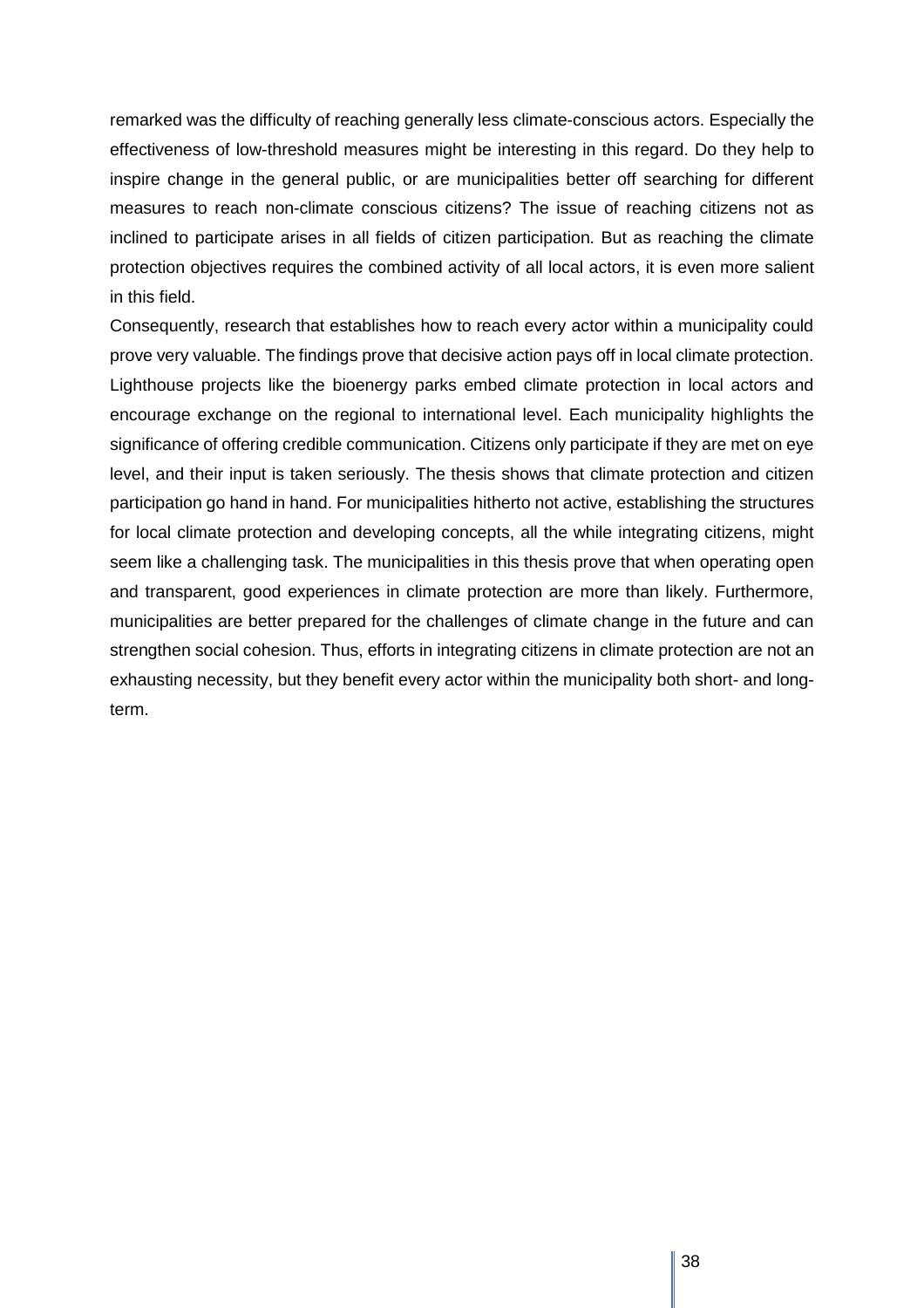remarked was the difficulty of reaching generally less climate-conscious actors. Especially the effectiveness of low-threshold measures might be interesting in this regard. Do they help to inspire change in the general public, or are municipalities better off searching for different measures to reach non-climate conscious citizens? The issue of reaching citizens not as inclined to participate arises in all fields of citizen participation. But as reaching the climate protection objectives requires the combined activity of all local actors, it is even more salient in this field.

Consequently, research that establishes how to reach every actor within a municipality could prove very valuable. The findings prove that decisive action pays off in local climate protection. Lighthouse projects like the bioenergy parks embed climate protection in local actors and encourage exchange on the regional to international level. Each municipality highlights the significance of offering credible communication. Citizens only participate if they are met on eye level, and their input is taken seriously. The thesis shows that climate protection and citizen participation go hand in hand. For municipalities hitherto not active, establishing the structures for local climate protection and developing concepts, all the while integrating citizens, might seem like a challenging task. The municipalities in this thesis prove that when operating open and transparent, good experiences in climate protection are more than likely. Furthermore, municipalities are better prepared for the challenges of climate change in the future and can strengthen social cohesion. Thus, efforts in integrating citizens in climate protection are not an exhausting necessity, but they benefit every actor within the municipality both short- and long-term.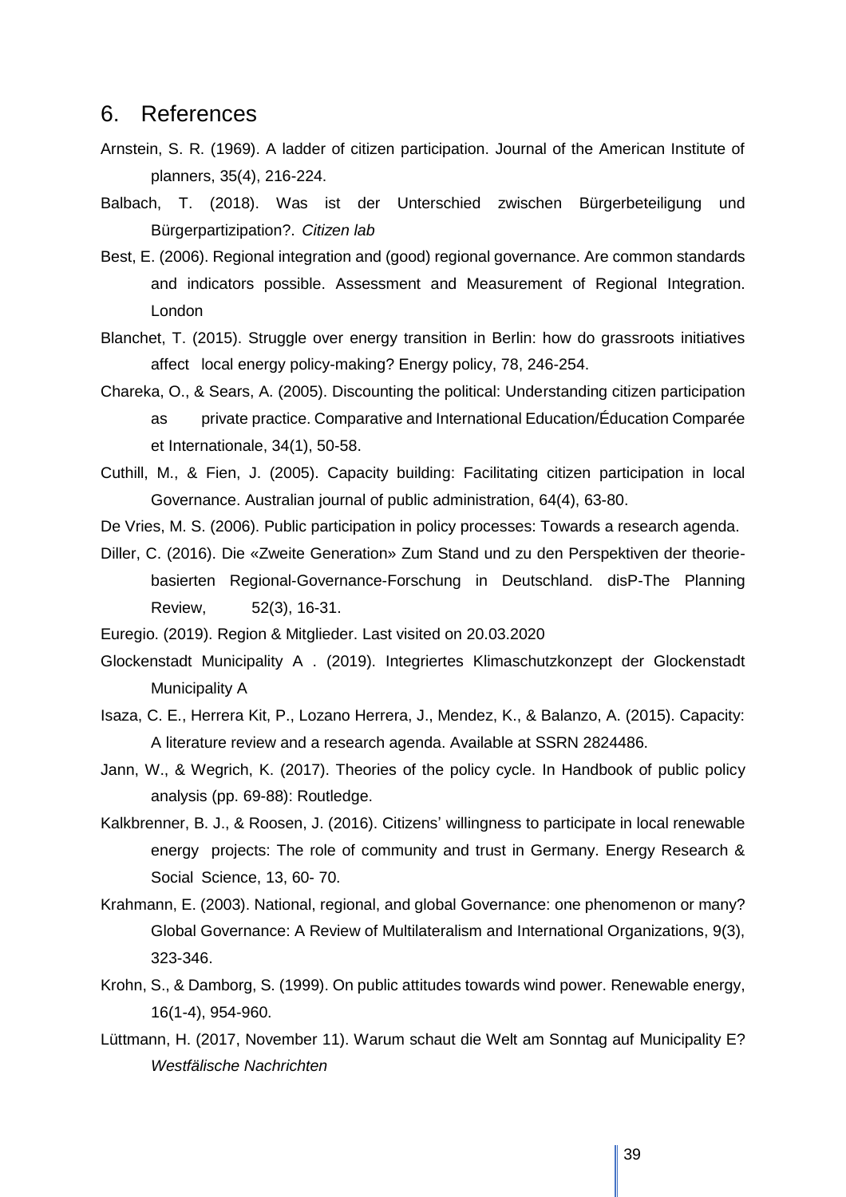## 6. References

Arnstein, S. R. (1969). A ladder of citizen participation. Journal of the American Institute of planners, 35(4), 216-224.

Balbach, T. (2018). Was ist der Unterschied zwischen Bürgerbeteiligung und Bürgerpartizipation?. *Citizen lab*

Best, E. (2006). Regional integration and (good) regional governance. Are common standards and indicators possible. Assessment and Measurement of Regional Integration. London

Blanchet, T. (2015). Struggle over energy transition in Berlin: how do grassroots initiatives affect local energy policy-making? Energy policy, 78, 246-254.

Chareka, O., & Sears, A. (2005). Discounting the political: Understanding citizen participation as private practice. Comparative and International Education/Éducation Comparée et Internationale, 34(1), 50-58.

Cuthill, M., & Fien, J. (2005). Capacity building: Facilitating citizen participation in local Governance. Australian journal of public administration, 64(4), 63-80.

De Vries, M. S. (2006). Public participation in policy processes: Towards a research agenda.

Diller, C. (2016). Die «Zweite Generation» Zum Stand und zu den Perspektiven der theoriebasierten Regional-Governance-Forschung in Deutschland. disP-The Planning Review, 52(3), 16-31.

Euregio. (2019). Region & Mitglieder. Last visited on 20.03.2020

Glockenstadt Municipality A . (2019). Integriertes Klimaschutzkonzept der Glockenstadt Municipality A

Isaza, C. E., Herrera Kit, P., Lozano Herrera, J., Mendez, K., & Balanzo, A. (2015). Capacity: A literature review and a research agenda. Available at SSRN 2824486.

Jann, W., & Wegrich, K. (2017). Theories of the policy cycle. In Handbook of public policy analysis (pp. 69-88): Routledge.

Kalkbrenner, B. J., & Roosen, J. (2016). Citizens' willingness to participate in local renewable energy projects: The role of community and trust in Germany. Energy Research & Social Science, 13, 60- 70.

Krahmann, E. (2003). National, regional, and global Governance: one phenomenon or many? Global Governance: A Review of Multilateralism and International Organizations, 9(3), 323-346.

Krohn, S., & Damborg, S. (1999). On public attitudes towards wind power. Renewable energy, 16(1-4), 954-960.

Lüttmann, H. (2017, November 11). Warum schaut die Welt am Sonntag auf Municipality E? *Westfälische Nachrichten*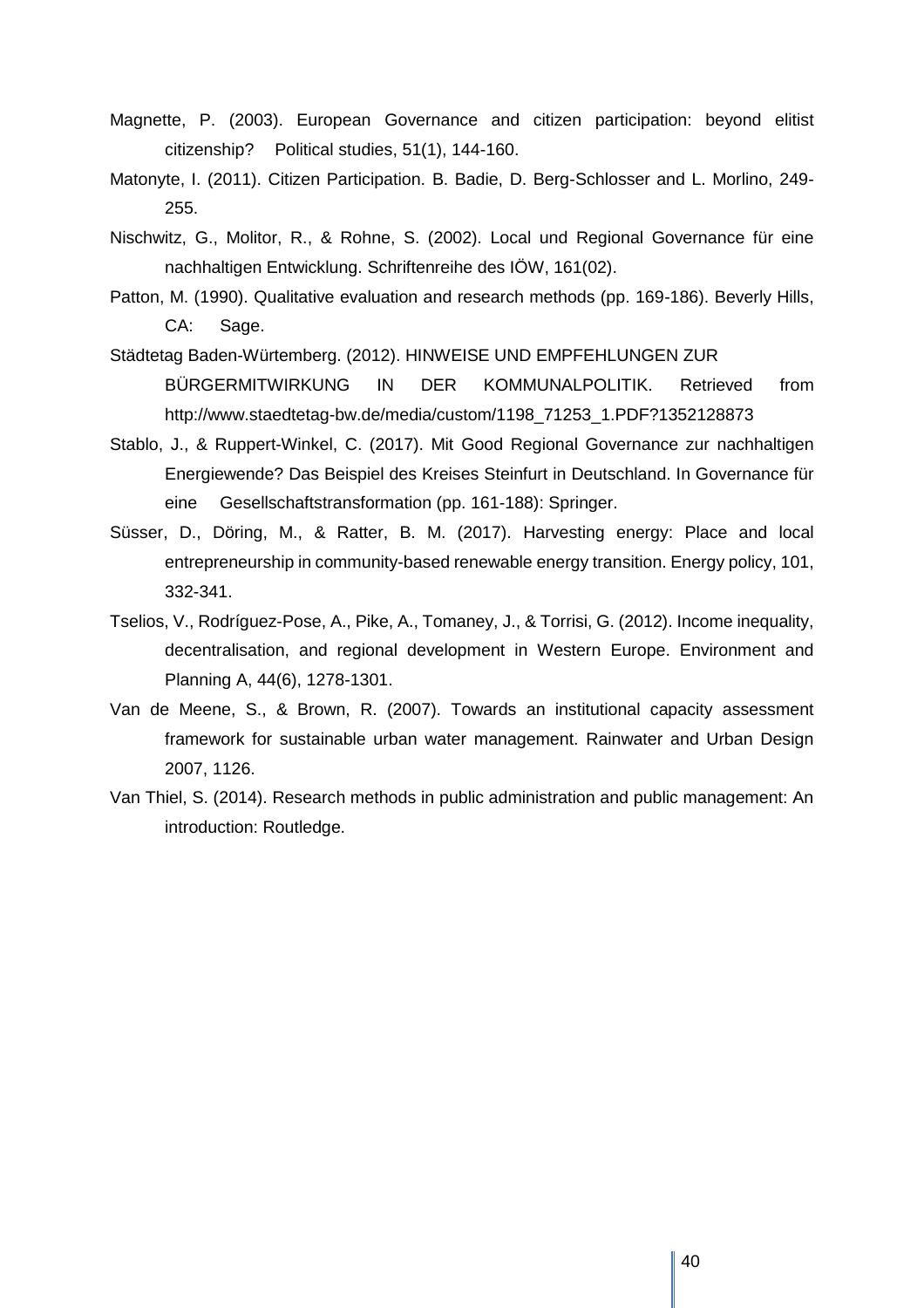Magnette, P. (2003). European Governance and citizen participation: beyond elitist citizenship? Political studies, 51(1), 144-160.

Matonyte, I. (2011). Citizen Participation. B. Badie, D. Berg-Schlosser and L. Morlino, 249-255.

Nischwitz, G., Molitor, R., & Rohne, S. (2002). Local und Regional Governance für eine nachhaltigen Entwicklung. Schriftenreihe des IÖW, 161(02).

Patton, M. (1990). Qualitative evaluation and research methods (pp. 169-186). Beverly Hills, CA: Sage.

Städtetag Baden-Würtemberg. (2012). HINWEISE UND EMPFEHLUNGEN ZUR BÜRGERMITWIRKUNG IN DER KOMMUNALPOLITIK. Retrieved from http://www.staedtetag-bw.de/media/custom/1198_71253_1.PDF?1352128873

Stablo, J., & Ruppert-Winkel, C. (2017). Mit Good Regional Governance zur nachhaltigen Energiewende? Das Beispiel des Kreises Steinfurt in Deutschland. In Governance für eine Gesellschaftstransformation (pp. 161-188): Springer.

Süsser, D., Döring, M., & Ratter, B. M. (2017). Harvesting energy: Place and local entrepreneurship in community-based renewable energy transition. Energy policy, 101, 332-341.

Tselios, V., Rodríguez-Pose, A., Pike, A., Tomaney, J., & Torrisi, G. (2012). Income inequality, decentralisation, and regional development in Western Europe. Environment and Planning A, 44(6), 1278-1301.

Van de Meene, S., & Brown, R. (2007). Towards an institutional capacity assessment framework for sustainable urban water management. Rainwater and Urban Design 2007, 1126.

Van Thiel, S. (2014). Research methods in public administration and public management: An introduction: Routledge.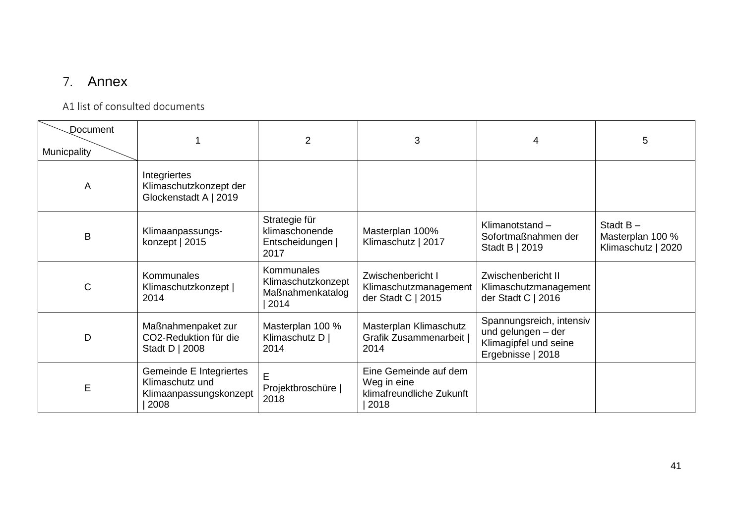## 7. Annex

A1 list of consulted documents

| Document / Municpality | 1 | 2 | 3 | 4 | 5 |
|---|---|---|---|---|---|
| A | Integriertes Klimaschutzkonzept der Glockenstadt A \| 2019 | | | | |
| B | Klimaanpassungs-konzept \| 2015 | Strategie für klimaschonende Entscheidungen \| 2017 | Masterplan 100% Klimaschutz \| 2017 | Klimanotstand – Sofortmaßnahmen der Stadt B \| 2019 | Stadt B – Masterplan 100 % Klimaschutz \| 2020 |
| C | Kommunales Klimaschutzkonzept \| 2014 | Kommunales Klimaschutzkonzept Maßnahmenkatalog \| 2014 | Zwischenbericht I Klimaschutzmanagement der Stadt C \| 2015 | Zwischenbericht II Klimaschutzmanagement der Stadt C \| 2016 | |
| D | Maßnahmenpaket zur $CO_2$-Reduktion für die Stadt D \| 2008 | Masterplan 100 % Klimaschutz D \| 2014 | Masterplan Klimaschutz Grafik Zusammenarbeit \| 2014 | Spannungsreich, intensiv und gelungen – der Klimagipfel und seine Ergebnisse \| 2018 | |
| E | Gemeinde E Integriertes Klimaschutz und Klimaanpassungskonzept \| 2008 | E Projektbroschüre \| 2018 | Eine Gemeinde auf dem Weg in eine klimafreundliche Zukunft \| 2018 | | |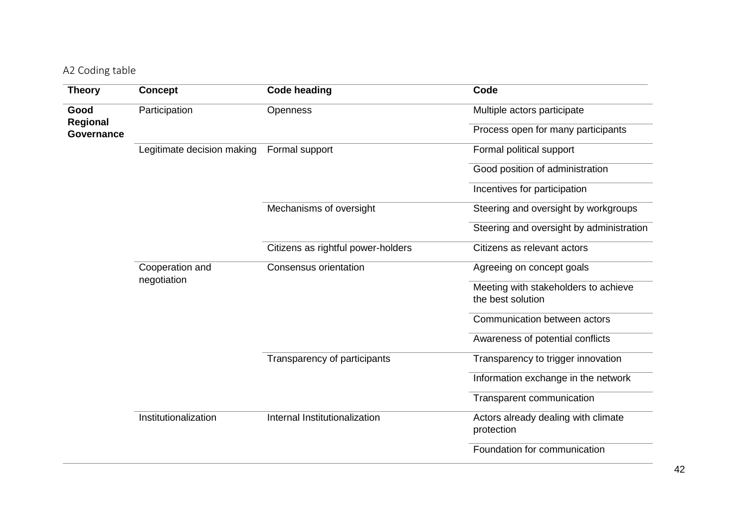## A2 Coding table

| Theory | Concept | Code heading | Code |
|---|---|---|---|
| **Good Regional Governance** | Participation | Openness | Multiple actors participate |
| | | | Process open for many participants |
| | Legitimate decision making | Formal support | Formal political support |
| | | | Good position of administration |
| | | | Incentives for participation |
| | | Mechanisms of oversight | Steering and oversight by workgroups |
| | | | Steering and oversight by administration |
| | | Citizens as rightful power-holders | Citizens as relevant actors |
| | Cooperation and negotiation | Consensus orientation | Agreeing on concept goals |
| | | | Meeting with stakeholders to achieve the best solution |
| | | | Communication between actors |
| | | | Awareness of potential conflicts |
| | | Transparency of participants | Transparency to trigger innovation |
| | | | Information exchange in the network |
| | | | Transparent communication |
| | Institutionalization | Internal Institutionalization | Actors already dealing with climate protection |
| | | | Foundation for communication |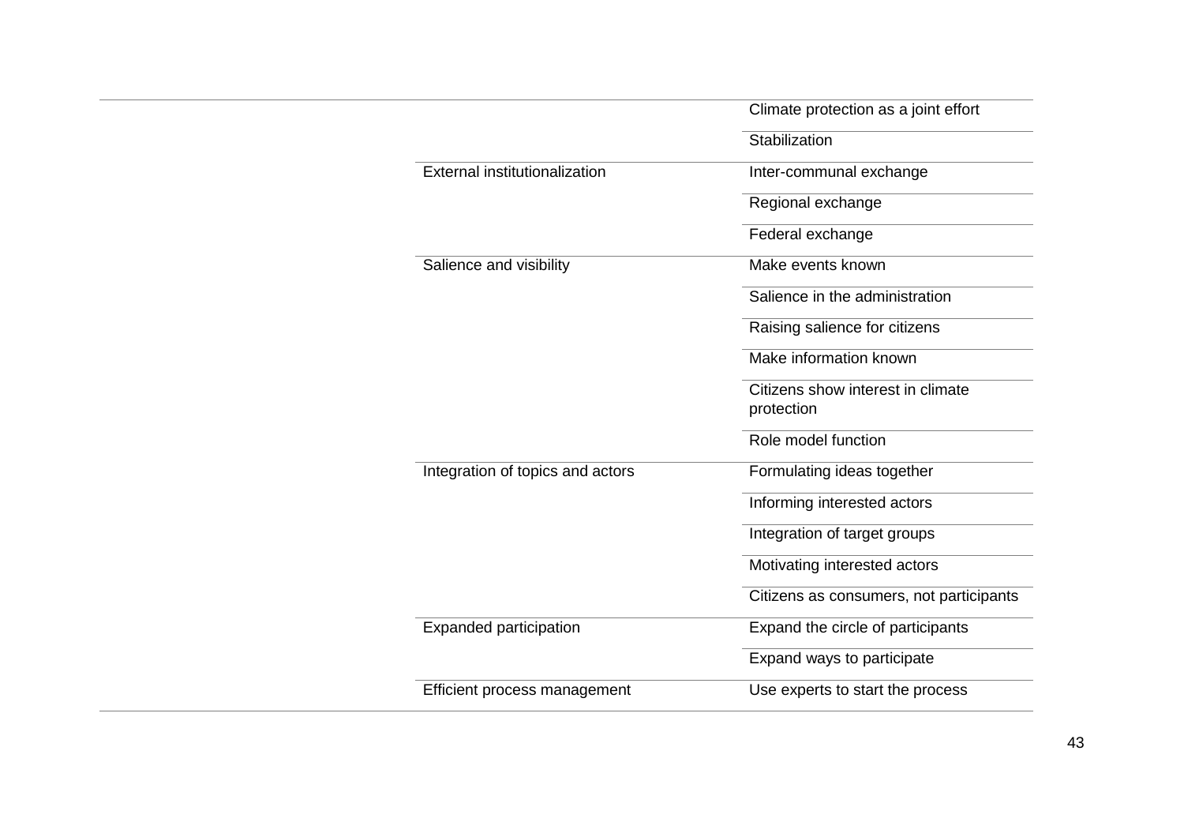| | | |
|---|---|---|
| | | Climate protection as a joint effort |
| | | Stabilization |
| | External institutionalization | Inter-communal exchange |
| | | Regional exchange |
| | | Federal exchange |
| | Salience and visibility | Make events known |
| | | Salience in the administration |
| | | Raising salience for citizens |
| | | Make information known |
| | | Citizens show interest in climate protection |
| | | Role model function |
| | Integration of topics and actors | Formulating ideas together |
| | | Informing interested actors |
| | | Integration of target groups |
| | | Motivating interested actors |
| | | Citizens as consumers, not participants |
| | Expanded participation | Expand the circle of participants |
| | | Expand ways to participate |
| | Efficient process management | Use experts to start the process |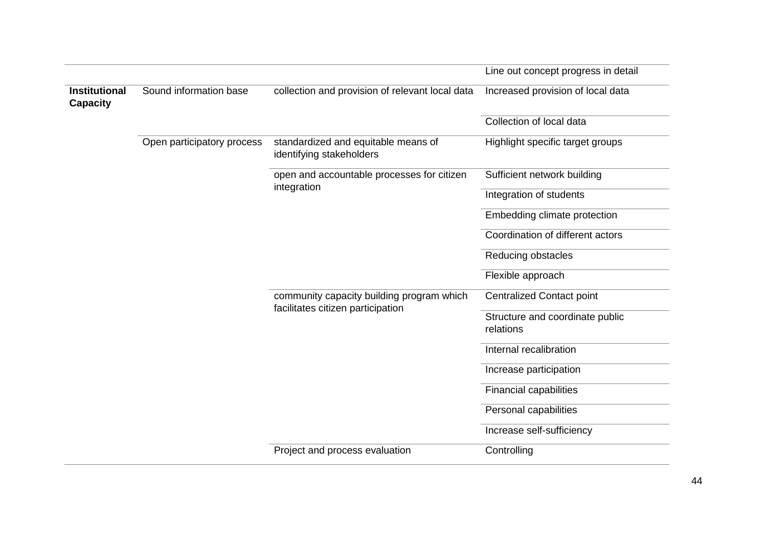| | | | |
|---|---|---|---|
| | | | Line out concept progress in detail |
| **Institutional Capacity** | Sound information base | collection and provision of relevant local data | Increased provision of local data |
| | | | Collection of local data |
| | Open participatory process | standardized and equitable means of identifying stakeholders | Highlight specific target groups |
| | | open and accountable processes for citizen integration | Sufficient network building |
| | | | Integration of students |
| | | | Embedding climate protection |
| | | | Coordination of different actors |
| | | | Reducing obstacles |
| | | | Flexible approach |
| | | community capacity building program which facilitates citizen participation | Centralized Contact point |
| | | | Structure and coordinate public relations |
| | | | Internal recalibration |
| | | | Increase participation |
| | | | Financial capabilities |
| | | | Personal capabilities |
| | | | Increase self-sufficiency |
| | | Project and process evaluation | Controlling |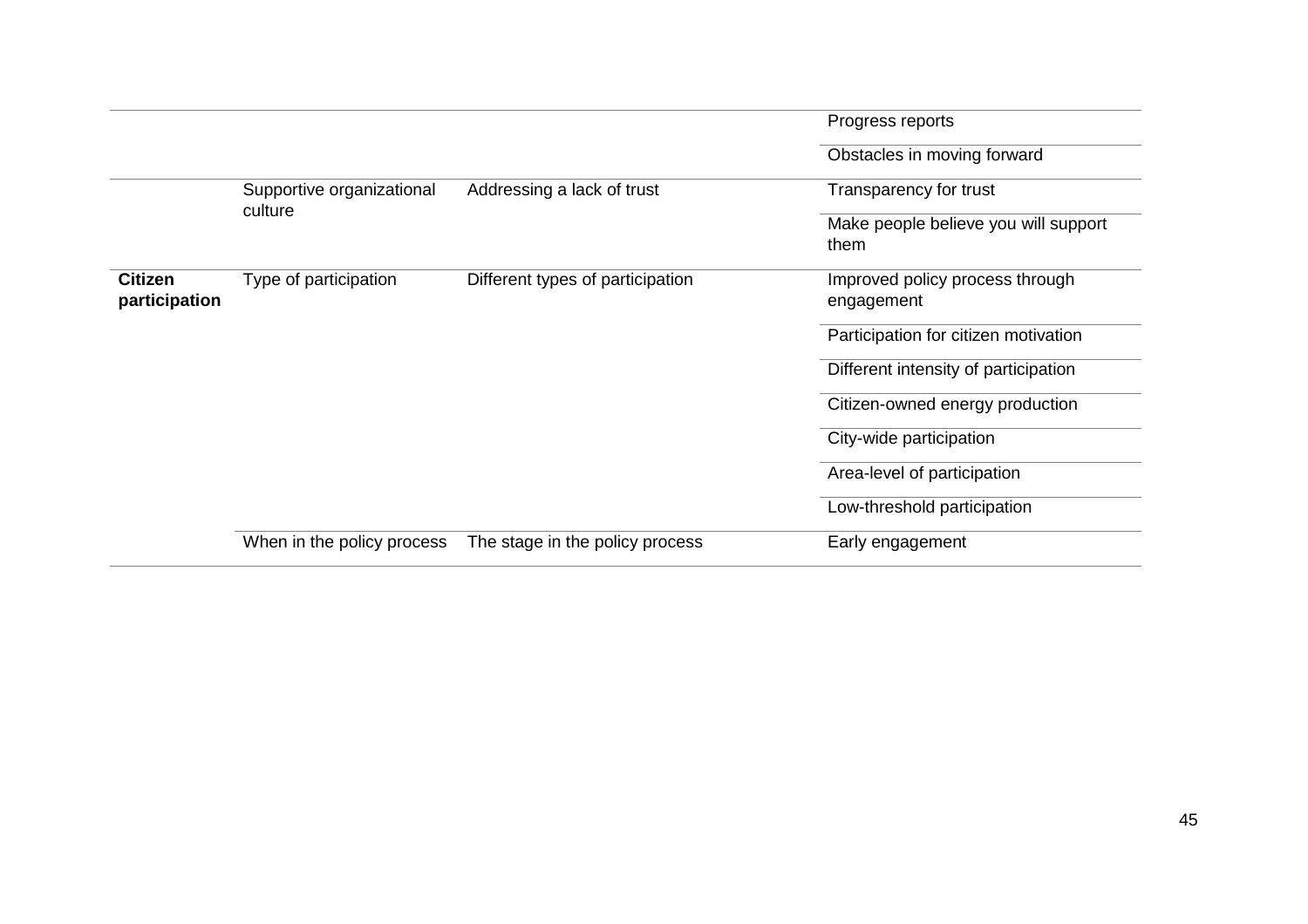| | | | |
|---|---|---|---|
| | | | Progress reports |
| | | | Obstacles in moving forward |
| | Supportive organizational culture | Addressing a lack of trust | Transparency for trust |
| | | | Make people believe you will support them |
| **Citizen participation** | Type of participation | Different types of participation | Improved policy process through engagement |
| | | | Participation for citizen motivation |
| | | | Different intensity of participation |
| | | | Citizen-owned energy production |
| | | | City-wide participation |
| | | | Area-level of participation |
| | | | Low-threshold participation |
| | When in the policy process | The stage in the policy process | Early engagement |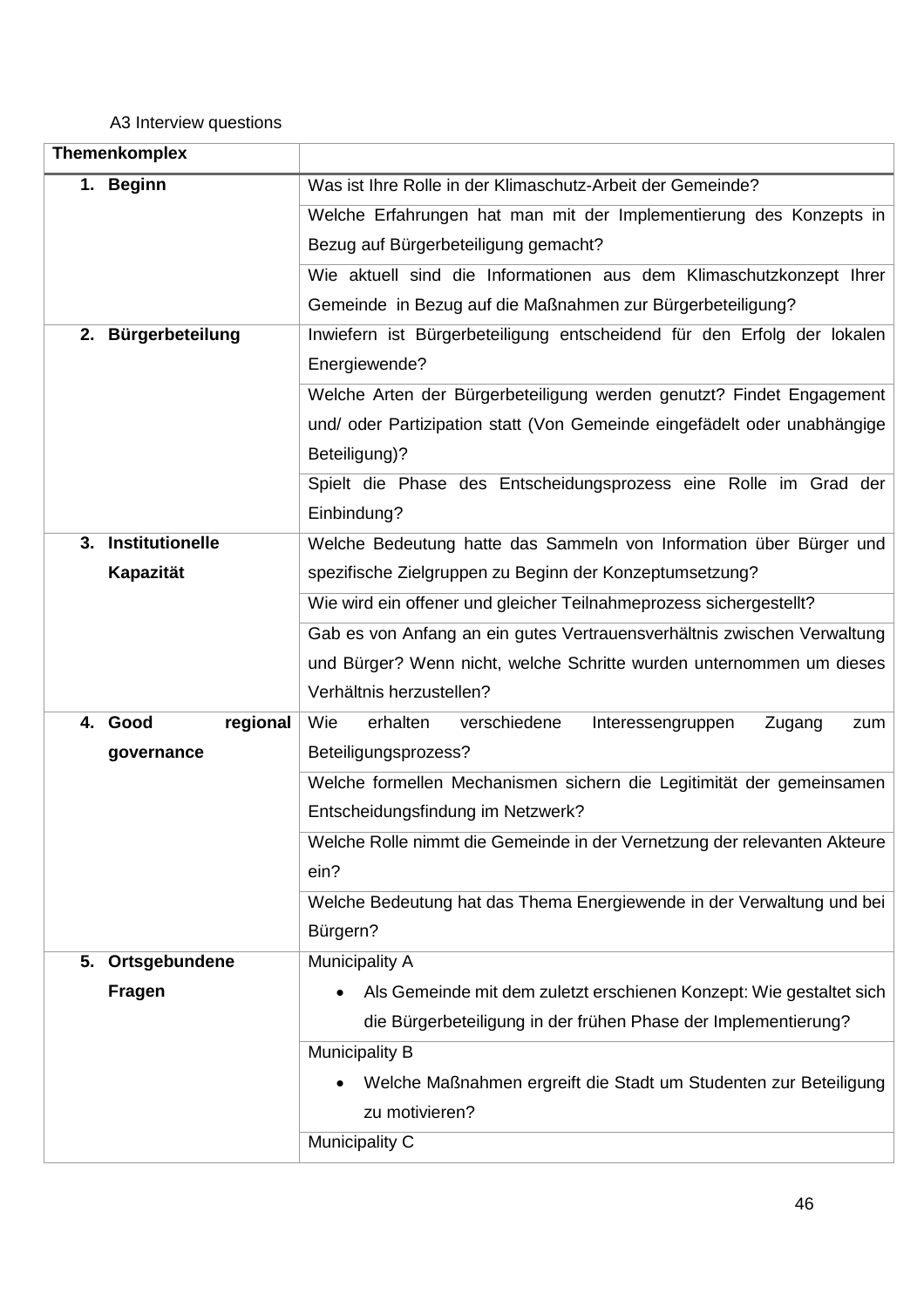A3 Interview questions

| Themenkomplex | |
|---|---|
| 1. **Beginn** | Was ist Ihre Rolle in der Klimaschutz-Arbeit der Gemeinde? |
| | Welche Erfahrungen hat man mit der Implementierung des Konzepts in Bezug auf Bürgerbeteiligung gemacht? |
| | Wie aktuell sind die Informationen aus dem Klimaschutzkonzept Ihrer Gemeinde in Bezug auf die Maßnahmen zur Bürgerbeteiligung? |
| 2. **Bürgerbeteilung** | Inwiefern ist Bürgerbeteiligung entscheidend für den Erfolg der lokalen Energiewende? |
| | Welche Arten der Bürgerbeteiligung werden genutzt? Findet Engagement und/ oder Partizipation statt (Von Gemeinde eingefädelt oder unabhängige Beteiligung)? |
| | Spielt die Phase des Entscheidungsprozess eine Rolle im Grad der Einbindung? |
| 3. **Institutionelle Kapazität** | Welche Bedeutung hatte das Sammeln von Information über Bürger und spezifische Zielgruppen zu Beginn der Konzeptumsetzung? |
| | Wie wird ein offener und gleicher Teilnahmeprozess sichergestellt? |
| | Gab es von Anfang an ein gutes Vertrauensverhältnis zwischen Verwaltung und Bürger? Wenn nicht, welche Schritte wurden unternommen um dieses Verhältnis herzustellen? |
| 4. **Good regional governance** | Wie erhalten verschiedene Interessengruppen Zugang zum Beteiligungsprozess? |
| | Welche formellen Mechanismen sichern die Legitimität der gemeinsamen Entscheidungsfindung im Netzwerk? |
| | Welche Rolle nimmt die Gemeinde in der Vernetzung der relevanten Akteure ein? |
| | Welche Bedeutung hat das Thema Energiewende in der Verwaltung und bei Bürgern? |
| 5. **Ortsgebundene Fragen** | Municipality A<br>• Als Gemeinde mit dem zuletzt erschienen Konzept: Wie gestaltet sich die Bürgerbeteiligung in der frühen Phase der Implementierung? |
| | Municipality B<br>• Welche Maßnahmen ergreift die Stadt um Studenten zur Beteiligung zu motivieren? |
| | Municipality C |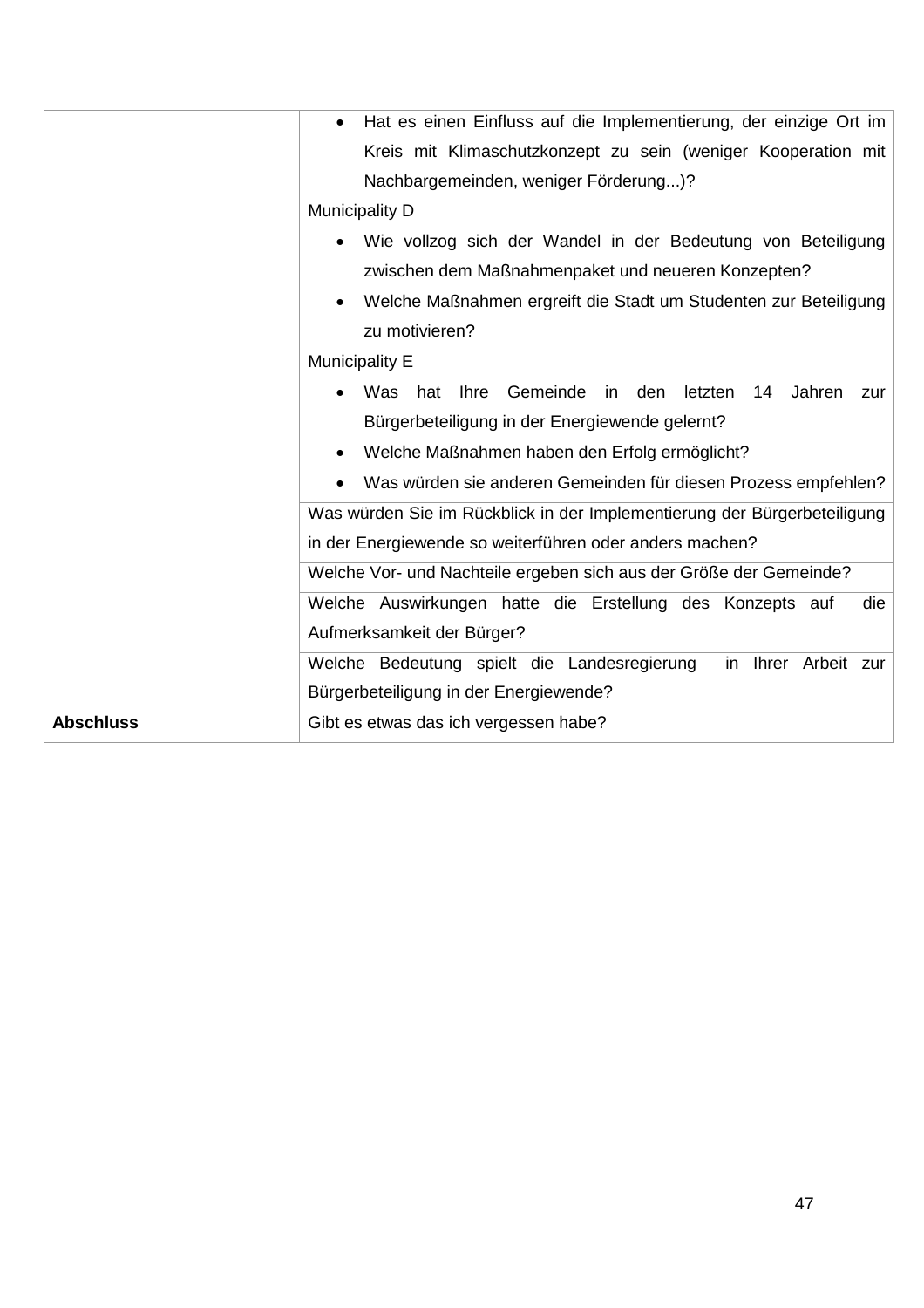| | |
|---|---|
| | • Hat es einen Einfluss auf die Implementierung, der einzige Ort im Kreis mit Klimaschutzkonzept zu sein (weniger Kooperation mit Nachbargemeinden, weniger Förderung...)? |
| | Municipality D<br>• Wie vollzog sich der Wandel in der Bedeutung von Beteiligung zwischen dem Maßnahmenpaket und neueren Konzepten?<br>• Welche Maßnahmen ergreift die Stadt um Studenten zur Beteiligung zu motivieren? |
| | Municipality E<br>• Was hat Ihre Gemeinde in den letzten 14 Jahren zur Bürgerbeteiligung in der Energiewende gelernt?<br>• Welche Maßnahmen haben den Erfolg ermöglicht?<br>• Was würden sie anderen Gemeinden für diesen Prozess empfehlen? |
| | Was würden Sie im Rückblick in der Implementierung der Bürgerbeteiligung in der Energiewende so weiterführen oder anders machen? |
| | Welche Vor- und Nachteile ergeben sich aus der Größe der Gemeinde? |
| | Welche Auswirkungen hatte die Erstellung des Konzepts auf die Aufmerksamkeit der Bürger? |
| | Welche Bedeutung spielt die Landesregierung in Ihrer Arbeit zur Bürgerbeteiligung in der Energiewende? |
| **Abschluss** | Gibt es etwas das ich vergessen habe? |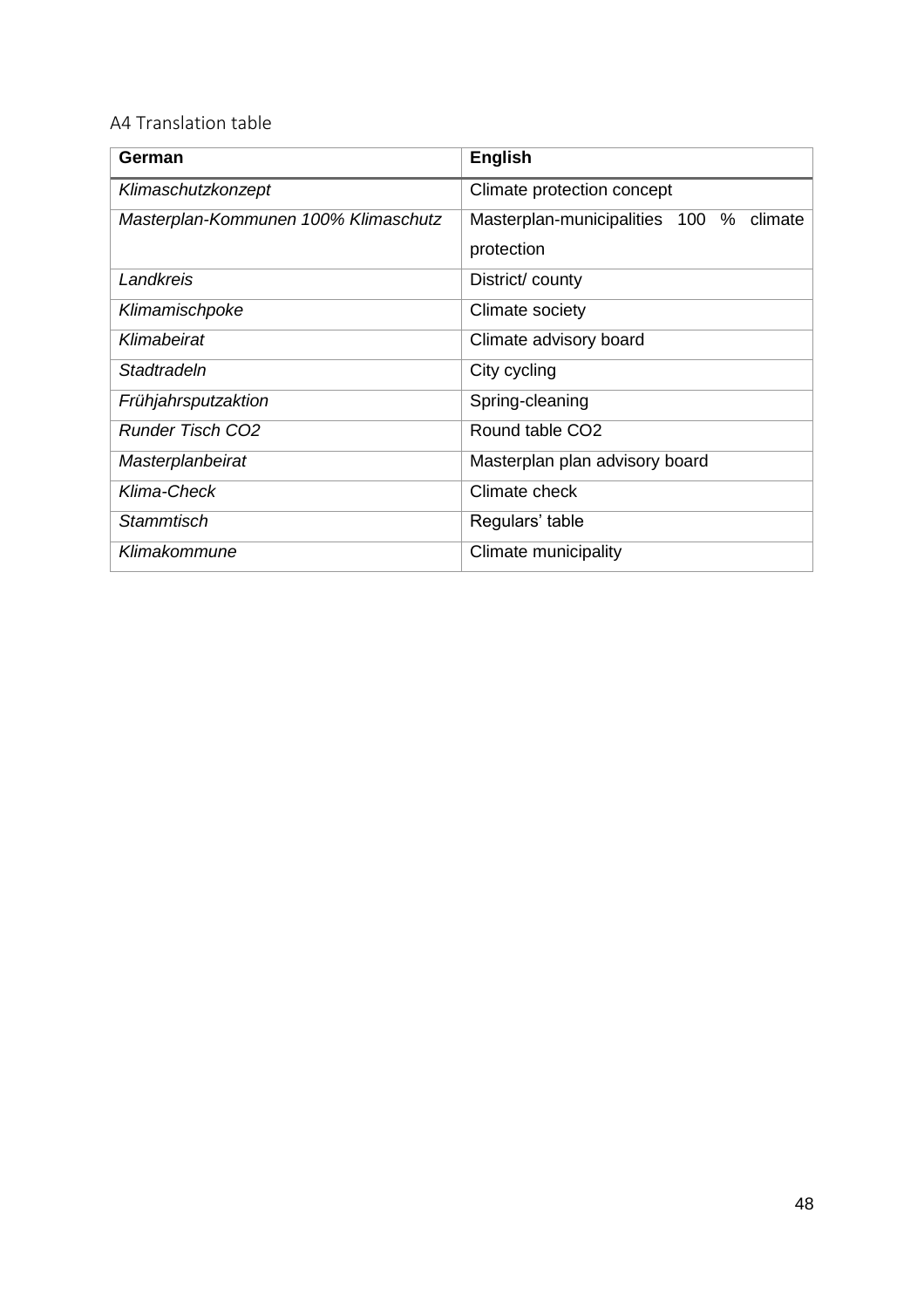## A4 Translation table

| German | English |
|---|---|
| *Klimaschutzkonzept* | Climate protection concept |
| *Masterplan-Kommunen 100% Klimaschutz* | Masterplan-municipalities 100 % climate protection |
| *Landkreis* | District/ county |
| *Klimamischpoke* | Climate society |
| *Klimabeirat* | Climate advisory board |
| *Stadtradeln* | City cycling |
| *Frühjahrsputzaktion* | Spring-cleaning |
| *Runder Tisch CO2* | Round table CO2 |
| *Masterplanbeirat* | Masterplan plan advisory board |
| *Klima-Check* | Climate check |
| *Stammtisch* | Regulars' table |
| *Klimakommune* | Climate municipality |